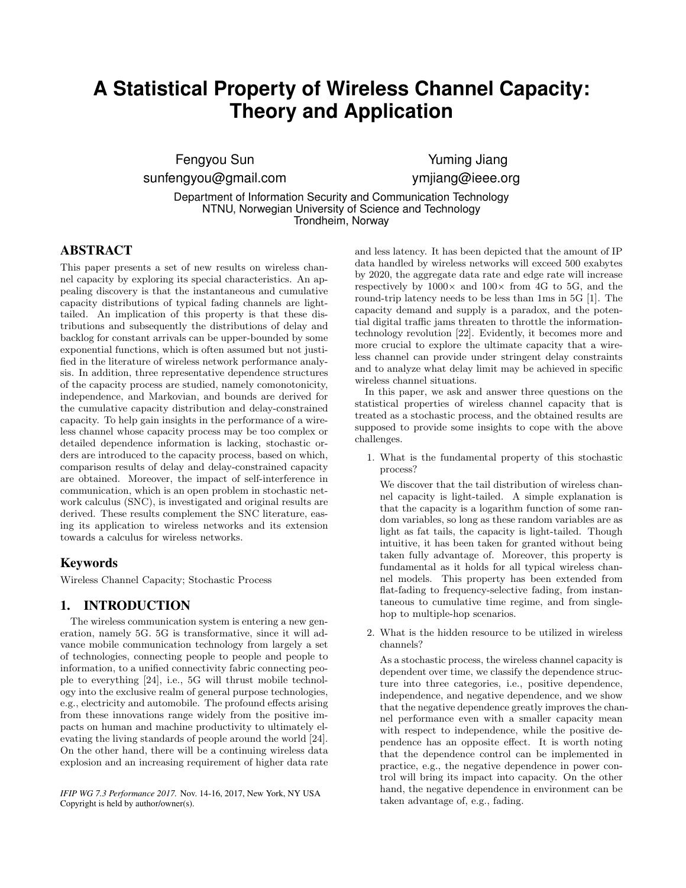# A Statistical Property of Wireless Channel Capacity: Theory and Application

Fengyou Sun
sunfengyou@gmail.com

Yuming Jiang
ymjiang@ieee.org

Department of Information Security and Communication Technology
NTNU, Norwegian University of Science and Technology
Trondheim, Norway

## ABSTRACT

This paper presents a set of new results on wireless channel capacity by exploring its special characteristics. An appealing discovery is that the instantaneous and cumulative capacity distributions of typical fading channels are light-tailed. An implication of this property is that these distributions and subsequently the distributions of delay and backlog for constant arrivals can be upper-bounded by some exponential functions, which is often assumed but not justified in the literature of wireless network performance analysis. In addition, three representative dependence structures of the capacity process are studied, namely comonotonicity, independence, and Markovian, and bounds are derived for the cumulative capacity distribution and delay-constrained capacity. To help gain insights in the performance of a wireless channel whose capacity process may be too complex or detailed dependence information is lacking, stochastic orders are introduced to the capacity process, based on which, comparison results of delay and delay-constrained capacity are obtained. Moreover, the impact of self-interference in communication, which is an open problem in stochastic network calculus (SNC), is investigated and original results are derived. These results complement the SNC literature, easing its application to wireless networks and its extension towards a calculus for wireless networks.

## Keywords

Wireless Channel Capacity; Stochastic Process

## 1. INTRODUCTION

The wireless communication system is entering a new generation, namely 5G. 5G is transformative, since it will advance mobile communication technology from largely a set of technologies, connecting people to people and people to information, to a unified connectivity fabric connecting people to everything [24], i.e., 5G will thrust mobile technology into the exclusive realm of general purpose technologies, e.g., electricity and automobile. The profound effects arising from these innovations range widely from the positive impacts on human and machine productivity to ultimately elevating the living standards of people around the world [24]. On the other hand, there will be a continuing wireless data explosion and an increasing requirement of higher data rate and less latency. It has been depicted that the amount of IP data handled by wireless networks will exceed 500 exabytes by 2020, the aggregate data rate and edge rate will increase respectively by $1000\times$ and $100\times$ from 4G to 5G, and the round-trip latency needs to be less than 1ms in 5G [1]. The capacity demand and supply is a paradox, and the potential digital traffic jams threaten to throttle the information-technology revolution [22]. Evidently, it becomes more and more crucial to explore the ultimate capacity that a wireless channel can provide under stringent delay constraints and to analyze what delay limit may be achieved in specific wireless channel situations.

In this paper, we ask and answer three questions on the statistical properties of wireless channel capacity that is treated as a stochastic process, and the obtained results are supposed to provide some insights to cope with the above challenges.

1. What is the fundamental property of this stochastic process?

   We discover that the tail distribution of wireless channel capacity is light-tailed. A simple explanation is that the capacity is a logarithm function of some random variables, so long as these random variables are as light as fat tails, the capacity is light-tailed. Though intuitive, it has been taken for granted without being taken fully advantage of. Moreover, this property is fundamental as it holds for all typical wireless channel models. This property has been extended from flat-fading to frequency-selective fading, from instantaneous to cumulative time regime, and from single-hop to multiple-hop scenarios.

2. What is the hidden resource to be utilized in wireless channels?

   As a stochastic process, the wireless channel capacity is dependent over time, we classify the dependence structure into three categories, i.e., positive dependence, independence, and negative dependence, and we show that the negative dependence greatly improves the channel performance even with a smaller capacity mean with respect to independence, while the positive dependence has an opposite effect. It is worth noting that the dependence control can be implemented in practice, e.g., the negative dependence in power control will bring its impact into capacity. On the other hand, the negative dependence in environment can be taken advantage of, e.g., fading.

*IFIP WG 7.3 Performance 2017.* Nov. 14-16, 2017, New York, NY USA
Copyright is held by author/owner(s).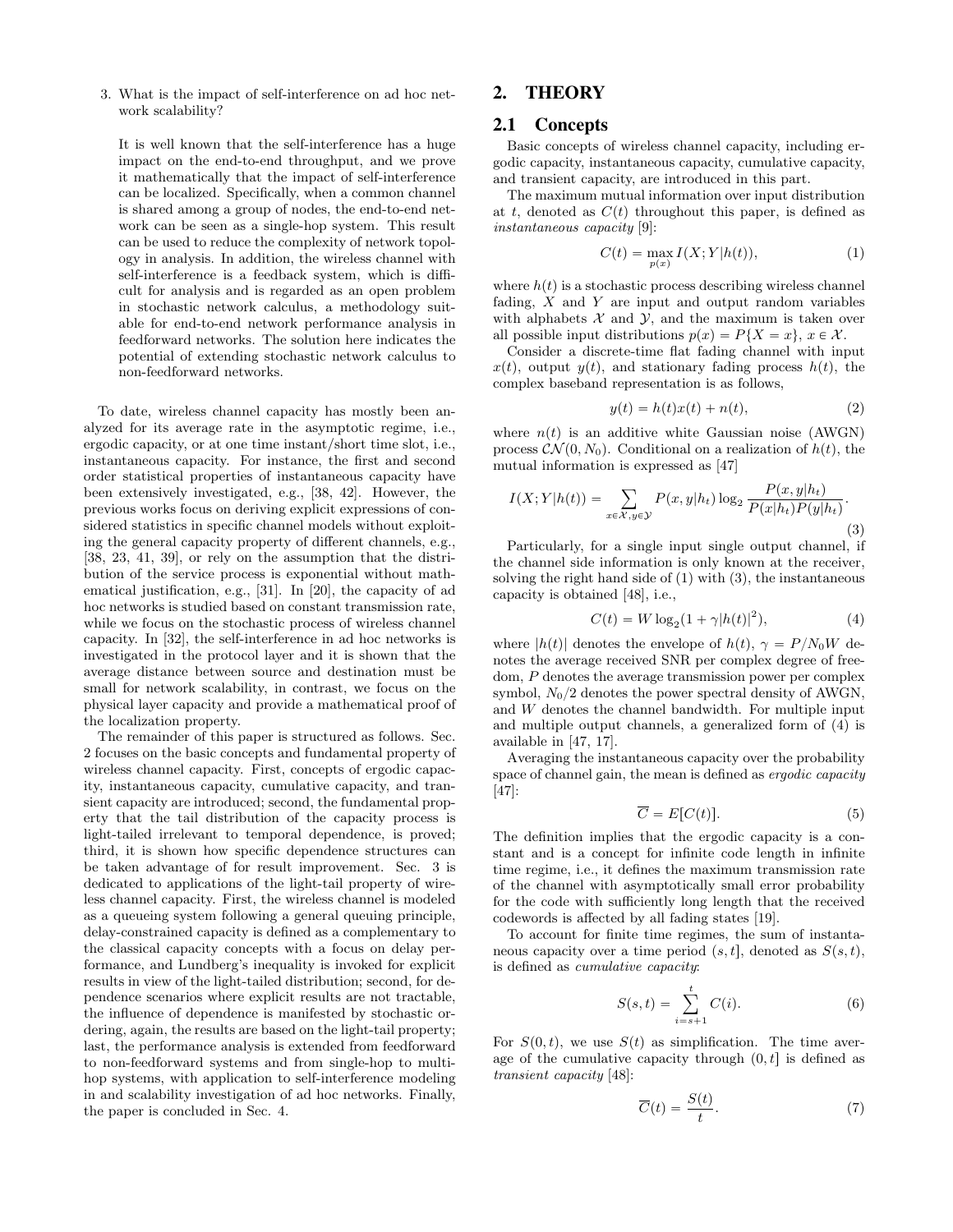3. What is the impact of self-interference on ad hoc network scalability?

   It is well known that the self-interference has a huge impact on the end-to-end throughput, and we prove it mathematically that the impact of self-interference can be localized. Specifically, when a common channel is shared among a group of nodes, the end-to-end network can be seen as a single-hop system. This result can be used to reduce the complexity of network topology in analysis. In addition, the wireless channel with self-interference is a feedback system, which is difficult for analysis and is regarded as an open problem in stochastic network calculus, a methodology suitable for end-to-end network performance analysis in feedforward networks. The solution here indicates the potential of extending stochastic network calculus to non-feedforward networks.

To date, wireless channel capacity has mostly been analyzed for its average rate in the asymptotic regime, i.e., ergodic capacity, or at one time instant/short time slot, i.e., instantaneous capacity. For instance, the first and second order statistical properties of instantaneous capacity have been extensively investigated, e.g., [38, 42]. However, the previous works focus on deriving explicit expressions of considered statistics in specific channel models without exploiting the general capacity property of different channels, e.g., [38, 23, 41, 39], or rely on the assumption that the distribution of the service process is exponential without mathematical justification, e.g., [31]. In [20], the capacity of ad hoc networks is studied based on constant transmission rate, while we focus on the stochastic process of wireless channel capacity. In [32], the self-interference in ad hoc networks is investigated in the protocol layer and it is shown that the average distance between source and destination must be small for network scalability, in contrast, we focus on the physical layer capacity and provide a mathematical proof of the localization property.

The remainder of this paper is structured as follows. Sec. 2 focuses on the basic concepts and fundamental property of wireless channel capacity. First, concepts of ergodic capacity, instantaneous capacity, cumulative capacity, and transient capacity are introduced; second, the fundamental property that the tail distribution of the capacity process is light-tailed irrelevant to temporal dependence, is proved; third, it is shown how specific dependence structures can be taken advantage of for result improvement. Sec. 3 is dedicated to applications of the light-tail property of wireless channel capacity. First, the wireless channel is modeled as a queueing system following a general queuing principle, delay-constrained capacity is defined as a complementary to the classical capacity concepts with a focus on delay performance, and Lundberg's inequality is invoked for explicit results in view of the light-tailed distribution; second, for dependence scenarios where explicit results are not tractable, the influence of dependence is manifested by stochastic ordering, again, the results are based on the light-tail property; last, the performance analysis is extended from feedforward to non-feedforward systems and from single-hop to multi-hop systems, with application to self-interference modeling in and scalability investigation of ad hoc networks. Finally, the paper is concluded in Sec. 4.

# 2. THEORY

## 2.1 Concepts

Basic concepts of wireless channel capacity, including ergodic capacity, instantaneous capacity, cumulative capacity, and transient capacity, are introduced in this part.

The maximum mutual information over input distribution at $t$, denoted as $C(t)$ throughout this paper, is defined as *instantaneous capacity* [9]:

$$C(t) = \max_{p(x)} I(X; Y|h(t)), \tag{1}$$

where $h(t)$ is a stochastic process describing wireless channel fading, $X$ and $Y$ are input and output random variables with alphabets $\mathcal{X}$ and $\mathcal{Y}$, and the maximum is taken over all possible input distributions $p(x) = P\{X = x\}$, $x \in \mathcal{X}$.

Consider a discrete-time flat fading channel with input $x(t)$, output $y(t)$, and stationary fading process $h(t)$, the complex baseband representation is as follows,

$$y(t) = h(t)x(t) + n(t), \tag{2}$$

where $n(t)$ is an additive white Gaussian noise (AWGN) process $\mathcal{CN}(0, N_0)$. Conditional on a realization of $h(t)$, the mutual information is expressed as [47]

$$I(X; Y|h(t)) = \sum_{x \in \mathcal{X}, y \in \mathcal{Y}} P(x, y|h_t) \log_2 \frac{P(x, y|h_t)}{P(x|h_t)P(y|h_t)}. \tag{3}$$

Particularly, for a single input single output channel, if the channel side information is only known at the receiver, solving the right hand side of (1) with (3), the instantaneous capacity is obtained [48], i.e.,

$$C(t) = W \log_2(1 + \gamma|h(t)|^2), \tag{4}$$

where $|h(t)|$ denotes the envelope of $h(t)$, $\gamma = P/N_0W$ denotes the average received SNR per complex degree of freedom, $P$ denotes the average transmission power per complex symbol, $N_0/2$ denotes the power spectral density of AWGN, and $W$ denotes the channel bandwidth. For multiple input and multiple output channels, a generalized form of (4) is available in [47, 17].

Averaging the instantaneous capacity over the probability space of channel gain, the mean is defined as *ergodic capacity* [47]:

$$\overline{C} = E[C(t)]. \tag{5}$$

The definition implies that the ergodic capacity is a constant and is a concept for infinite code length in infinite time regime, i.e., it defines the maximum transmission rate of the channel with asymptotically small error probability for the code with sufficiently long length that the received codewords is affected by all fading states [19].

To account for finite time regimes, the sum of instantaneous capacity over a time period $(s, t]$, denoted as $S(s, t)$, is defined as *cumulative capacity*:

$$S(s, t) = \sum_{i=s+1}^{t} C(i). \tag{6}$$

For $S(0, t)$, we use $S(t)$ as simplification. The time average of the cumulative capacity through $(0, t]$ is defined as *transient capacity* [48]:

$$\overline{C}(t) = \frac{S(t)}{t}. \tag{7}$$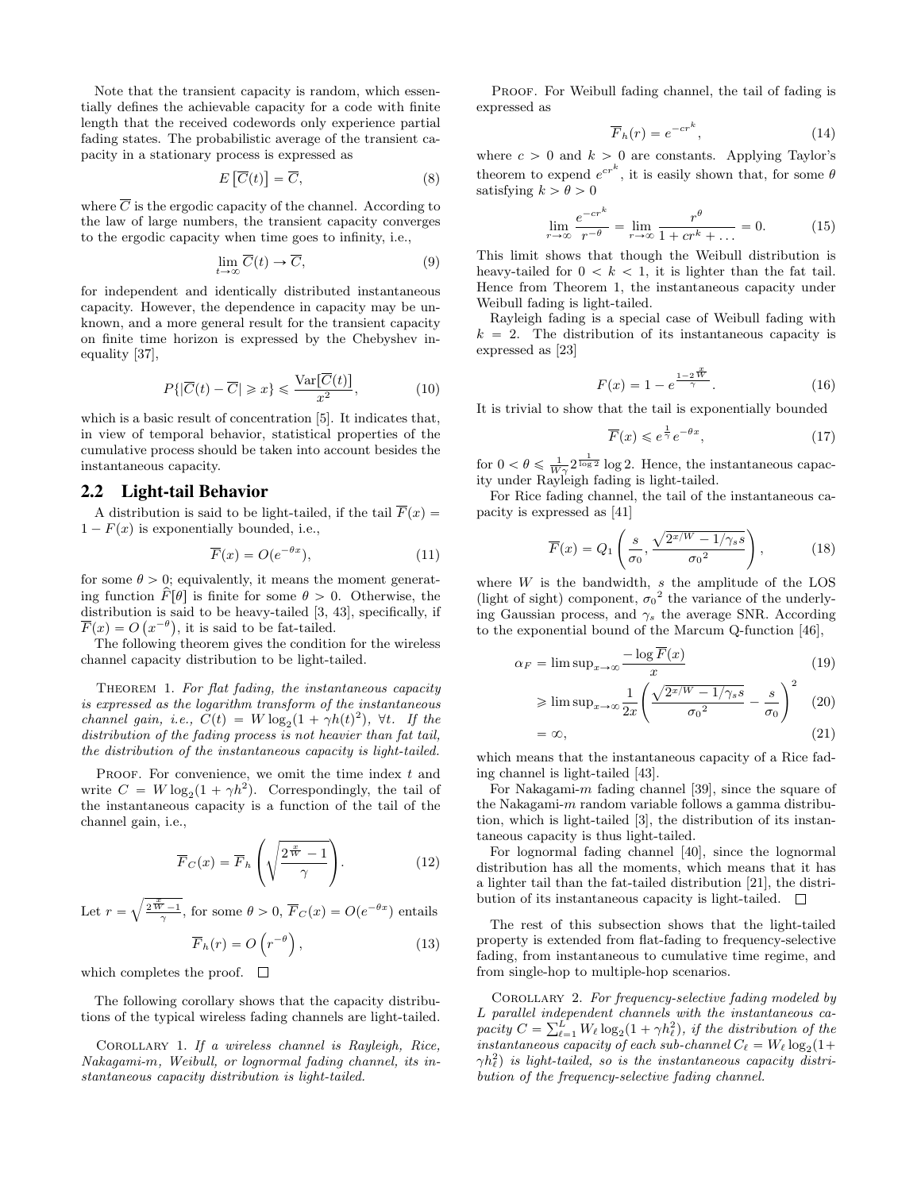Note that the transient capacity is random, which essentially defines the achievable capacity for a code with finite length that the received codewords only experience partial fading states. The probabilistic average of the transient capacity in a stationary process is expressed as

$$E\left[\overline{C}(t)\right] = \overline{C}, \tag{8}$$

where $\overline{C}$ is the ergodic capacity of the channel. According to the law of large numbers, the transient capacity converges to the ergodic capacity when time goes to infinity, i.e.,

$$\lim_{t\to\infty} \overline{C}(t) \to \overline{C}, \tag{9}$$

for independent and identically distributed instantaneous capacity. However, the dependence in capacity may be unknown, and a more general result for the transient capacity on finite time horizon is expressed by the Chebyshev inequality [37],

$$P\{|\overline{C}(t) - \overline{C}| \geqslant x\} \leqslant \frac{\mathrm{Var}[\overline{C}(t)]}{x^2}, \tag{10}$$

which is a basic result of concentration [5]. It indicates that, in view of temporal behavior, statistical properties of the cumulative process should be taken into account besides the instantaneous capacity.

## 2.2 Light-tail Behavior

A distribution is said to be light-tailed, if the tail $\overline{F}(x) = 1 - F(x)$ is exponentially bounded, i.e.,

$$\overline{F}(x) = O(e^{-\theta x}), \tag{11}$$

for some $\theta > 0$; equivalently, it means the moment generating function $\widehat{F}[\theta]$ is finite for some $\theta > 0$. Otherwise, the distribution is said to be heavy-tailed [3, 43], specifically, if $\overline{F}(x) = O\left(x^{-\theta}\right)$, it is said to be fat-tailed.

The following theorem gives the condition for the wireless channel capacity distribution to be light-tailed.

Theorem 1. *For flat fading, the instantaneous capacity is expressed as the logarithm transform of the instantaneous channel gain, i.e., $C(t) = W\log_2(1 + \gamma h(t)^2)$, $\forall t$. If the distribution of the fading process is not heavier than fat tail, the distribution of the instantaneous capacity is light-tailed.*

Proof. For convenience, we omit the time index $t$ and write $C = W\log_2(1 + \gamma h^2)$. Correspondingly, the tail of the instantaneous capacity is a function of the tail of the channel gain, i.e.,

$$\overline{F}_C(x) = \overline{F}_h\left(\sqrt{\frac{2^{\frac{x}{W}} - 1}{\gamma}}\right). \tag{12}$$

Let $r = \sqrt{\frac{2^{\frac{x}{W}}-1}{\gamma}}$, for some $\theta > 0$, $\overline{F}_C(x) = O(e^{-\theta x})$ entails

$$\overline{F}_h(r) = O\left(r^{-\theta}\right), \tag{13}$$

which completes the proof. $\square$

The following corollary shows that the capacity distributions of the typical wireless fading channels are light-tailed.

Corollary 1. *If a wireless channel is Rayleigh, Rice, Nakagami-m, Weibull, or lognormal fading channel, its instantaneous capacity distribution is light-tailed.*

Proof. For Weibull fading channel, the tail of fading is expressed as

$$\overline{F}_h(r) = e^{-cr^k}, \tag{14}$$

where $c > 0$ and $k > 0$ are constants. Applying Taylor's theorem to expend $e^{cr^k}$, it is easily shown that, for some $\theta$ satisfying $k > \theta > 0$

$$\lim_{r\to\infty} \frac{e^{-cr^k}}{r^{-\theta}} = \lim_{r\to\infty} \frac{r^\theta}{1 + cr^k + \ldots} = 0. \tag{15}$$

This limit shows that though the Weibull distribution is heavy-tailed for $0 < k < 1$, it is lighter than the fat tail. Hence from Theorem 1, the instantaneous capacity under Weibull fading is light-tailed.

Rayleigh fading is a special case of Weibull fading with $k = 2$. The distribution of its instantaneous capacity is expressed as [23]

$$F(x) = 1 - e^{\frac{1 - 2^{\frac{x}{W}}}{\gamma}}. \tag{16}$$

It is trivial to show that the tail is exponentially bounded

$$\overline{F}(x) \leqslant e^{\frac{1}{\gamma}} e^{-\theta x}, \tag{17}$$

for $0 < \theta \leqslant \frac{1}{W\gamma} 2^{\frac{1}{\log 2}} \log 2$. Hence, the instantaneous capacity under Rayleigh fading is light-tailed.

For Rice fading channel, the tail of the instantaneous capacity is expressed as [41]

$$\overline{F}(x) = Q_1\left(\frac{s}{\sigma_0}, \frac{\sqrt{2^{x/W} - 1/\gamma_s s}}{\sigma_0{}^2}\right), \tag{18}$$

where $W$ is the bandwidth, $s$ the amplitude of the LOS (light of sight) component, $\sigma_0{}^2$ the variance of the underlying Gaussian process, and $\gamma_s$ the average SNR. According to the exponential bound of the Marcum Q-function [46],

$$\alpha_F = \limsup_{x\to\infty} \frac{-\log \overline{F}(x)}{x} \tag{19}$$

$$\geqslant \limsup_{x\to\infty} \frac{1}{2x}\left(\frac{\sqrt{2^{x/W} - 1/\gamma_s s}}{\sigma_0{}^2} - \frac{s}{\sigma_0}\right)^2 \tag{20}$$

$$= \infty, \tag{21}$$

which means that the instantaneous capacity of a Rice fading channel is light-tailed [43].

For Nakagami-$m$ fading channel [39], since the square of the Nakagami-$m$ random variable follows a gamma distribution, which is light-tailed [3], the distribution of its instantaneous capacity is thus light-tailed.

For lognormal fading channel [40], since the lognormal distribution has all the moments, which means that it has a lighter tail than the fat-tailed distribution [21], the distribution of its instantaneous capacity is light-tailed. $\square$

The rest of this subsection shows that the light-tailed property is extended from flat-fading to frequency-selective fading, from instantaneous to cumulative time regime, and from single-hop to multiple-hop scenarios.

Corollary 2. *For frequency-selective fading modeled by $L$ parallel independent channels with the instantaneous capacity $C = \sum_{\ell=1}^{L} W_\ell \log_2(1 + \gamma h_\ell^2)$, if the distribution of the instantaneous capacity of each sub-channel $C_\ell = W_\ell \log_2(1 + \gamma h_\ell^2)$ is light-tailed, so is the instantaneous capacity distribution of the frequency-selective fading channel.*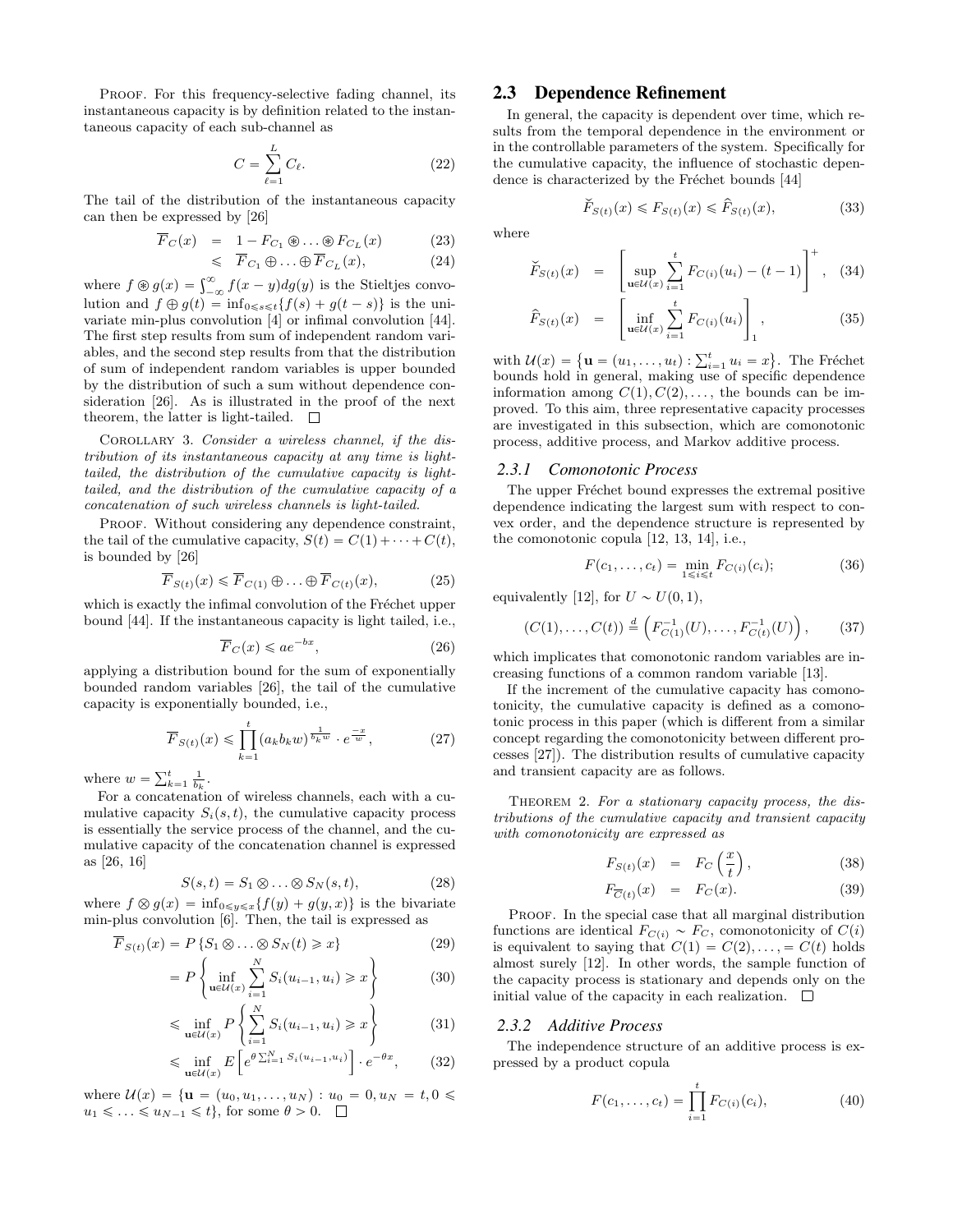PROOF. For this frequency-selective fading channel, its instantaneous capacity is by definition related to the instantaneous capacity of each sub-channel as

$$C = \sum_{\ell=1}^{L} C_\ell. \tag{22}$$

The tail of the distribution of the instantaneous capacity can then be expressed by [26]

$$\begin{aligned} \overline{F}_C(x) &= 1 - F_{C_1} \circledast \ldots \circledast F_{C_L}(x) & (23)\\ &\leqslant \overline{F}_{C_1} \oplus \ldots \oplus \overline{F}_{C_L}(x), & (24) \end{aligned}$$

where $f \circledast g(x) = \int_{-\infty}^{\infty} f(x-y)dg(y)$ is the Stieltjes convolution and $f \oplus g(t) = \inf_{0 \leqslant s \leqslant t}\{f(s) + g(t-s)\}$ is the univariate min-plus convolution [4] or infimal convolution [44]. The first step results from sum of independent random variables, and the second step results from that the distribution of sum of independent random variables is upper bounded by the distribution of such a sum without dependence consideration [26]. As is illustrated in the proof of the next theorem, the latter is light-tailed. □

COROLLARY 3. *Consider a wireless channel, if the distribution of its instantaneous capacity at any time is light-tailed, the distribution of the cumulative capacity is light-tailed, and the distribution of the cumulative capacity of a concatenation of such wireless channels is light-tailed.*

PROOF. Without considering any dependence constraint, the tail of the cumulative capacity, $S(t) = C(1) + \cdots + C(t)$, is bounded by [26]

$$\overline{F}_{S(t)}(x) \leqslant \overline{F}_{C(1)} \oplus \ldots \oplus \overline{F}_{C(t)}(x), \tag{25}$$

which is exactly the infimal convolution of the Fréchet upper bound [44]. If the instantaneous capacity is light tailed, i.e.,

$$\overline{F}_C(x) \leqslant a e^{-bx}, \tag{26}$$

applying a distribution bound for the sum of exponentially bounded random variables [26], the tail of the cumulative capacity is exponentially bounded, i.e.,

$$\overline{F}_{S(t)}(x) \leqslant \prod_{k=1}^{t} (a_k b_k w)^{\frac{1}{b_k w}} \cdot e^{\frac{-x}{w}}, \tag{27}$$

where $w = \sum_{k=1}^{t} \frac{1}{b_k}$.

For a concatenation of wireless channels, each with a cumulative capacity $S_i(s,t)$, the cumulative capacity process is essentially the service process of the channel, and the cumulative capacity of the concatenation channel is expressed as [26, 16]

$$S(s,t) = S_1 \otimes \ldots \otimes S_N(s,t), \tag{28}$$

where $f \otimes g(x) = \inf_{0 \leqslant y \leqslant x}\{f(y) + g(y,x)\}$ is the bivariate min-plus convolution [6]. Then, the tail is expressed as

$$\begin{aligned} \overline{F}_{S(t)}(x) &= P\left\{S_1 \otimes \ldots \otimes S_N(t) \geqslant x\right\} & (29)\\ &= P\left\{\inf_{\mathbf{u} \in \mathcal{U}(x)} \sum_{i=1}^{N} S_i(u_{i-1}, u_i) \geqslant x\right\} & (30)\\ &\leqslant \inf_{\mathbf{u} \in \mathcal{U}(x)} P\left\{\sum_{i=1}^{N} S_i(u_{i-1}, u_i) \geqslant x\right\} & (31)\\ &\leqslant \inf_{\mathbf{u} \in \mathcal{U}(x)} E\left[e^{\theta \sum_{i=1}^{N} S_i(u_{i-1}, u_i)}\right] \cdot e^{-\theta x}, & (32) \end{aligned}$$

where $\mathcal{U}(x) = \{\mathbf{u} = (u_0, u_1, \ldots, u_N) : u_0 = 0, u_N = t, 0 \leqslant u_1 \leqslant \ldots \leqslant u_{N-1} \leqslant t\}$, for some $\theta > 0$. □

## 2.3 Dependence Refinement

In general, the capacity is dependent over time, which results from the temporal dependence in the environment or in the controllable parameters of the system. Specifically for the cumulative capacity, the influence of stochastic dependence is characterized by the Fréchet bounds [44]

$$\check{F}_{S(t)}(x) \leqslant F_{S(t)}(x) \leqslant \hat{F}_{S(t)}(x), \tag{33}$$

where

$$\begin{aligned} \check{F}_{S(t)}(x) &= \left[\sup_{\mathbf{u} \in \mathcal{U}(x)} \sum_{i=1}^{t} F_{C(i)}(u_i) - (t-1)\right]^{+}, & (34)\\ \hat{F}_{S(t)}(x) &= \left[\inf_{\mathbf{u} \in \mathcal{U}(x)} \sum_{i=1}^{t} F_{C(i)}(u_i)\right]_{1}, & (35) \end{aligned}$$

with $\mathcal{U}(x) = \{\mathbf{u} = (u_1, \ldots, u_t) : \sum_{i=1}^{t} u_i = x\}$. The Fréchet bounds hold in general, making use of specific dependence information among $C(1), C(2), \ldots$, the bounds can be improved. To this aim, three representative capacity processes are investigated in this subsection, which are comonotonic process, additive process, and Markov additive process.

### 2.3.1 Comonotonic Process

The upper Fréchet bound expresses the extremal positive dependence indicating the largest sum with respect to convex order, and the dependence structure is represented by the comonotonic copula [12, 13, 14], i.e.,

$$F(c_1, \ldots, c_t) = \min_{1 \leqslant i \leqslant t} F_{C(i)}(c_i); \tag{36}$$

equivalently [12], for $U \sim U(0,1)$,

$$(C(1), \ldots, C(t)) \stackrel{d}{=} \left(F_{C(1)}^{-1}(U), \ldots, F_{C(t)}^{-1}(U)\right), \tag{37}$$

which implicates that comonotonic random variables are increasing functions of a common random variable [13].

If the increment of the cumulative capacity has comonotonicity, the cumulative capacity is defined as a comonotonic process in this paper (which is different from a similar concept regarding the comonotonicity between different processes [27]). The distribution results of cumulative capacity and transient capacity are as follows.

THEOREM 2. *For a stationary capacity process, the distributions of the cumulative capacity and transient capacity with comonotonicity are expressed as*

$$\begin{aligned} F_{S(t)}(x) &= F_C\left(\frac{x}{t}\right), & (38)\\ F_{\overline{C}(t)}(x) &= F_C(x). & (39) \end{aligned}$$

PROOF. In the special case that all marginal distribution functions are identical $F_{C(i)} \sim F_C$, comonotonicity of $C(i)$ is equivalent to saying that $C(1) = C(2), \ldots, = C(t)$ holds almost surely [12]. In other words, the sample function of the capacity process is stationary and depends only on the initial value of the capacity in each realization. □

### 2.3.2 Additive Process

The independence structure of an additive process is expressed by a product copula

$$F(c_1, \ldots, c_t) = \prod_{i=1}^{t} F_{C(i)}(c_i), \tag{40}$$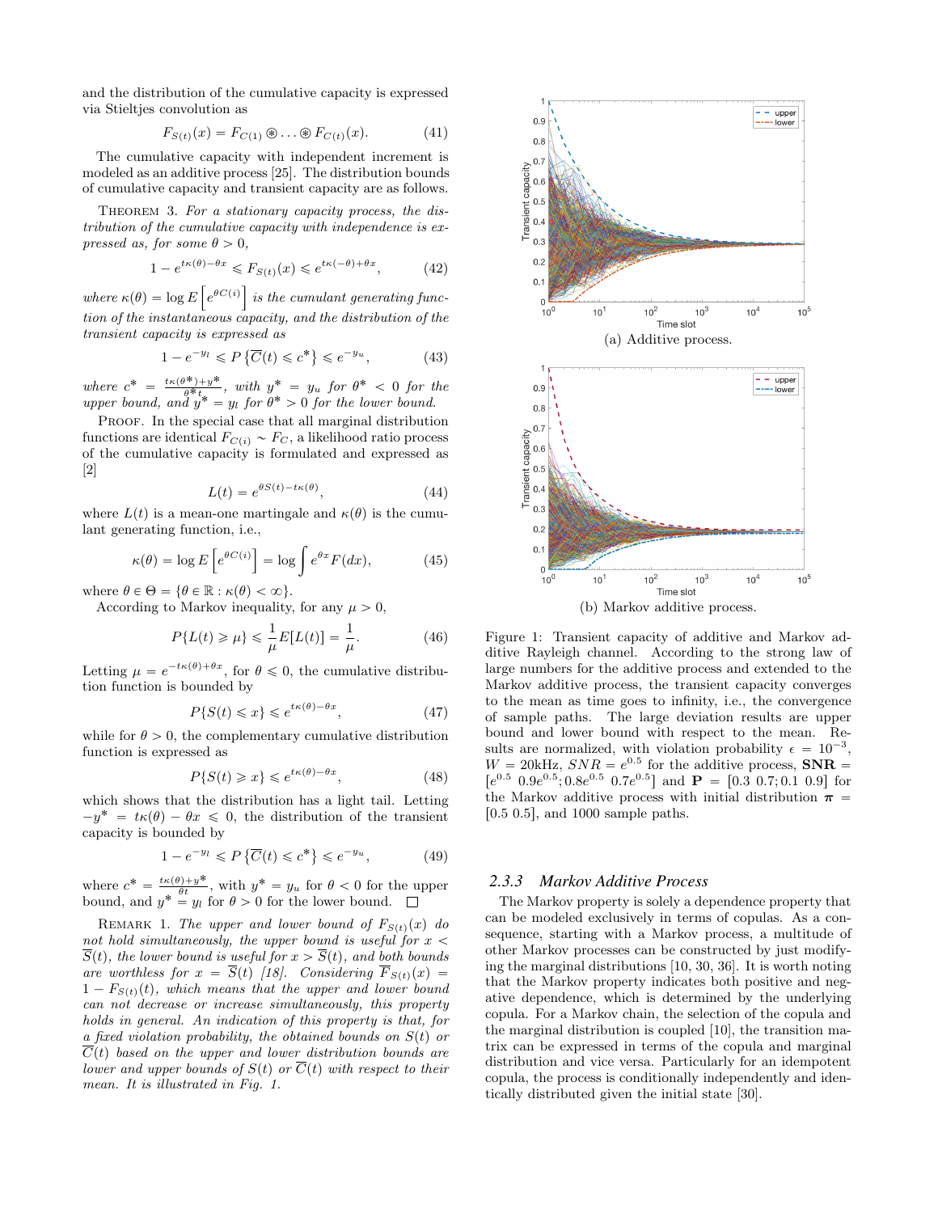and the distribution of the cumulative capacity is expressed via Stieltjes convolution as

$$F_{S(t)}(x) = F_{C(1)} \circledast \ldots \circledast F_{C(t)}(x). \tag{41}$$

The cumulative capacity with independent increment is modeled as an additive process [25]. The distribution bounds of cumulative capacity and transient capacity are as follows.

THEOREM 3. *For a stationary capacity process, the distribution of the cumulative capacity with independence is expressed as, for some $\theta > 0$,*

$$1 - e^{t\kappa(\theta)-\theta x} \leqslant F_{S(t)}(x) \leqslant e^{t\kappa(-\theta)+\theta x}, \tag{42}$$

*where $\kappa(\theta) = \log E\left[e^{\theta C(i)}\right]$ is the cumulant generating function of the instantaneous capacity, and the distribution of the transient capacity is expressed as*

$$1 - e^{-y_l} \leqslant P\left\{\overline{C}(t) \leqslant c^*\right\} \leqslant e^{-y_u}, \tag{43}$$

*where $c^* = \frac{t\kappa(\theta^*)+y^*}{\theta^* t}$, with $y^* = y_u$ for $\theta^* < 0$ for the upper bound, and $y^* = y_l$ for $\theta^* > 0$ for the lower bound.*

PROOF. In the special case that all marginal distribution functions are identical $F_{C(i)} \sim F_C$, a likelihood ratio process of the cumulative capacity is formulated and expressed as [2]

$$L(t) = e^{\theta S(t) - t\kappa(\theta)}, \tag{44}$$

where $L(t)$ is a mean-one martingale and $\kappa(\theta)$ is the cumulant generating function, i.e.,

$$\kappa(\theta) = \log E\left[e^{\theta C(i)}\right] = \log \int e^{\theta x} F(dx), \tag{45}$$

where $\theta \in \Theta = \{\theta \in \mathbb{R} : \kappa(\theta) < \infty\}$.

According to Markov inequality, for any $\mu > 0$,

$$P\{L(t) \geqslant \mu\} \leqslant \frac{1}{\mu} E[L(t)] = \frac{1}{\mu}. \tag{46}$$

Letting $\mu = e^{-t\kappa(\theta)+\theta x}$, for $\theta \leqslant 0$, the cumulative distribution function is bounded by

$$P\{S(t) \leqslant x\} \leqslant e^{t\kappa(\theta)-\theta x}, \tag{47}$$

while for $\theta > 0$, the complementary cumulative distribution function is expressed as

$$P\{S(t) \geqslant x\} \leqslant e^{t\kappa(\theta)-\theta x}, \tag{48}$$

which shows that the distribution has a light tail. Letting $-y^* = t\kappa(\theta) - \theta x \leqslant 0$, the distribution of the transient capacity is bounded by

$$1 - e^{-y_l} \leqslant P\left\{\overline{C}(t) \leqslant c^*\right\} \leqslant e^{-y_u}, \tag{49}$$

where $c^* = \frac{t\kappa(\theta)+y^*}{\theta t}$, with $y^* = y_u$ for $\theta < 0$ for the upper bound, and $y^* = y_l$ for $\theta > 0$ for the lower bound. □

REMARK 1. *The upper and lower bound of $F_{S(t)}(x)$ do not hold simultaneously, the upper bound is useful for $x < \overline{S}(t)$, the lower bound is useful for $x > \overline{S}(t)$, and both bounds are worthless for $x = \overline{S}(t)$ [18]. Considering $\overline{F}_{S(t)}(x) = 1 - F_{S(t)}(t)$, which means that the upper and lower bound can not decrease or increase simultaneously, this property holds in general. An indication of this property is that, for a fixed violation probability, the obtained bounds on $S(t)$ or $\overline{C}(t)$ based on the upper and lower distribution bounds are lower and upper bounds of $S(t)$ or $\overline{C}(t)$ with respect to their mean. It is illustrated in Fig. 1.*

(a) Additive process.

(b) Markov additive process.

Figure 1: Transient capacity of additive and Markov additive Rayleigh channel. According to the strong law of large numbers for the additive process and extended to the Markov additive process, the transient capacity converges to the mean as time goes to infinity, i.e., the convergence of sample paths. The large deviation results are upper bound and lower bound with respect to the mean. Results are normalized, with violation probability $\epsilon = 10^{-3}$, $W = 20$kHz, $SNR = e^{0.5}$ for the additive process, $\mathbf{SNR} = [e^{0.5}\ 0.9e^{0.5}; 0.8e^{0.5}\ 0.7e^{0.5}]$ and $\mathbf{P} = [0.3\ 0.7; 0.1\ 0.9]$ for the Markov additive process with initial distribution $\boldsymbol{\pi} = [0.5\ 0.5]$, and 1000 sample paths.

### 2.3.3 *Markov Additive Process*

The Markov property is solely a dependence property that can be modeled exclusively in terms of copulas. As a consequence, starting with a Markov process, a multitude of other Markov processes can be constructed by just modifying the marginal distributions [10, 30, 36]. It is worth noting that the Markov property indicates both positive and negative dependence, which is determined by the underlying copula. For a Markov chain, the selection of the copula and the marginal distribution is coupled [10], the transition matrix can be expressed in terms of the copula and marginal distribution and vice versa. Particularly for an idempotent copula, the process is conditionally independently and identically distributed given the initial state [30].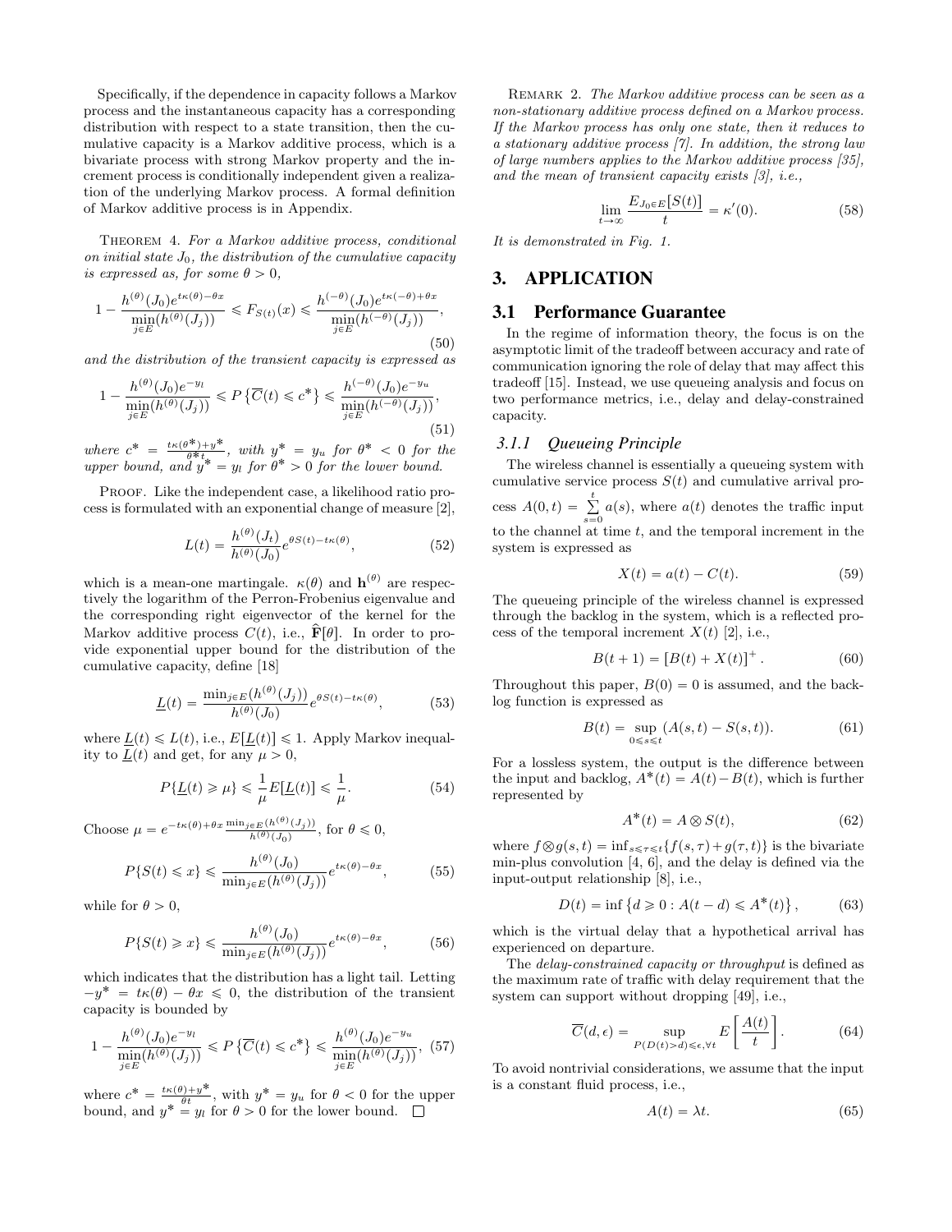Specifically, if the dependence in capacity follows a Markov process and the instantaneous capacity has a corresponding distribution with respect to a state transition, then the cumulative capacity is a Markov additive process, which is a bivariate process with strong Markov property and the increment process is conditionally independent given a realization of the underlying Markov process. A formal definition of Markov additive process is in Appendix.

Theorem 4. *For a Markov additive process, conditional on initial state $J_0$, the distribution of the cumulative capacity is expressed as, for some $\theta > 0$,*

$$1 - \frac{h^{(\theta)}(J_0)e^{t\kappa(\theta)-\theta x}}{\min\limits_{j\in E}(h^{(\theta)}(J_j))} \leqslant F_{S(t)}(x) \leqslant \frac{h^{(-\theta)}(J_0)e^{t\kappa(-\theta)+\theta x}}{\min\limits_{j\in E}(h^{(-\theta)}(J_j))}, \tag{50}$$

*and the distribution of the transient capacity is expressed as*

$$1 - \frac{h^{(\theta)}(J_0)e^{-y_l}}{\min\limits_{j\in E}(h^{(\theta)}(J_j))} \leqslant P\left\{\overline{C}(t) \leqslant c^*\right\} \leqslant \frac{h^{(-\theta)}(J_0)e^{-y_u}}{\min\limits_{j\in E}(h^{(-\theta)}(J_j))}, \tag{51}$$

*where $c^* = \frac{t\kappa(\theta^*)+y^*}{\theta^* t}$, with $y^* = y_u$ for $\theta^* < 0$ for the upper bound, and $y^* = y_l$ for $\theta^* > 0$ for the lower bound.*

Proof. Like the independent case, a likelihood ratio process is formulated with an exponential change of measure [2],

$$L(t) = \frac{h^{(\theta)}(J_t)}{h^{(\theta)}(J_0)}e^{\theta S(t)-t\kappa(\theta)}, \tag{52}$$

which is a mean-one martingale. $\kappa(\theta)$ and $\mathbf{h}^{(\theta)}$ are respectively the logarithm of the Perron-Frobenius eigenvalue and the corresponding right eigenvector of the kernel for the Markov additive process $C(t)$, i.e., $\widehat{\mathbf{F}}[\theta]$. In order to provide exponential upper bound for the distribution of the cumulative capacity, define [18]

$$\underline{L}(t) = \frac{\min_{j\in E}(h^{(\theta)}(J_j))}{h^{(\theta)}(J_0)}e^{\theta S(t)-t\kappa(\theta)}, \tag{53}$$

where $\underline{L}(t) \leqslant L(t)$, i.e., $E[\underline{L}(t)] \leqslant 1$. Apply Markov inequality to $\underline{L}(t)$ and get, for any $\mu > 0$,

$$P\{\underline{L}(t) \geqslant \mu\} \leqslant \frac{1}{\mu}E[\underline{L}(t)] \leqslant \frac{1}{\mu}. \tag{54}$$

Choose $\mu = e^{-t\kappa(\theta)+\theta x}\frac{\min_{j\in E}(h^{(\theta)}(J_j))}{h^{(\theta)}(J_0)}$, for $\theta \leqslant 0$,

$$P\{S(t) \leqslant x\} \leqslant \frac{h^{(\theta)}(J_0)}{\min_{j\in E}(h^{(\theta)}(J_j))}e^{t\kappa(\theta)-\theta x}, \tag{55}$$

while for $\theta > 0$,

$$P\{S(t) \geqslant x\} \leqslant \frac{h^{(\theta)}(J_0)}{\min_{j\in E}(h^{(\theta)}(J_j))}e^{t\kappa(\theta)-\theta x}, \tag{56}$$

which indicates that the distribution has a light tail. Letting $-y^* = t\kappa(\theta) - \theta x \leqslant 0$, the distribution of the transient capacity is bounded by

$$1 - \frac{h^{(\theta)}(J_0)e^{-y_l}}{\min\limits_{j\in E}(h^{(\theta)}(J_j))} \leqslant P\left\{\overline{C}(t) \leqslant c^*\right\} \leqslant \frac{h^{(\theta)}(J_0)e^{-y_u}}{\min\limits_{j\in E}(h^{(\theta)}(J_j))}, \tag{57}$$

where $c^* = \frac{t\kappa(\theta)+y^*}{\theta t}$, with $y^* = y_u$ for $\theta < 0$ for the upper bound, and $y^* = y_l$ for $\theta > 0$ for the lower bound. $\square$

Remark 2. *The Markov additive process can be seen as a non-stationary additive process defined on a Markov process. If the Markov process has only one state, then it reduces to a stationary additive process [7]. In addition, the strong law of large numbers applies to the Markov additive process [35], and the mean of transient capacity exists [3], i.e.,*

$$\lim_{t\to\infty}\frac{E_{J_0\in E}[S(t)]}{t} = \kappa'(0). \tag{58}$$

*It is demonstrated in Fig. 1.*

## 3. APPLICATION

### 3.1 Performance Guarantee

In the regime of information theory, the focus is on the asymptotic limit of the tradeoff between accuracy and rate of communication ignoring the role of delay that may affect this tradeoff [15]. Instead, we use queueing analysis and focus on two performance metrics, i.e., delay and delay-constrained capacity.

#### *3.1.1 Queueing Principle*

The wireless channel is essentially a queueing system with cumulative service process $S(t)$ and cumulative arrival process $A(0,t) = \sum\limits_{s=0}^{t} a(s)$, where $a(t)$ denotes the traffic input to the channel at time $t$, and the temporal increment in the system is expressed as

$$X(t) = a(t) - C(t). \tag{59}$$

The queueing principle of the wireless channel is expressed through the backlog in the system, which is a reflected process of the temporal increment $X(t)$ [2], i.e.,

$$B(t+1) = \left[B(t) + X(t)\right]^+. \tag{60}$$

Throughout this paper, $B(0) = 0$ is assumed, and the backlog function is expressed as

$$B(t) = \sup_{0\leqslant s\leqslant t}(A(s,t) - S(s,t)). \tag{61}$$

For a lossless system, the output is the difference between the input and backlog, $A^*(t) = A(t) - B(t)$, which is further represented by

$$A^*(t) = A \otimes S(t), \tag{62}$$

where $f\otimes g(s,t) = \inf_{s\leqslant\tau\leqslant t}\{f(s,\tau) + g(\tau,t)\}$ is the bivariate min-plus convolution [4, 6], and the delay is defined via the input-output relationship [8], i.e.,

$$D(t) = \inf\left\{d \geqslant 0 : A(t-d) \leqslant A^*(t)\right\}, \tag{63}$$

which is the virtual delay that a hypothetical arrival has experienced on departure.

The *delay-constrained capacity or throughput* is defined as the maximum rate of traffic with delay requirement that the system can support without dropping [49], i.e.,

$$\overline{C}(d,\epsilon) = \sup_{P(D(t)>d)\leqslant\epsilon,\forall t} E\left[\frac{A(t)}{t}\right]. \tag{64}$$

To avoid nontrivial considerations, we assume that the input is a constant fluid process, i.e.,

$$A(t) = \lambda t. \tag{65}$$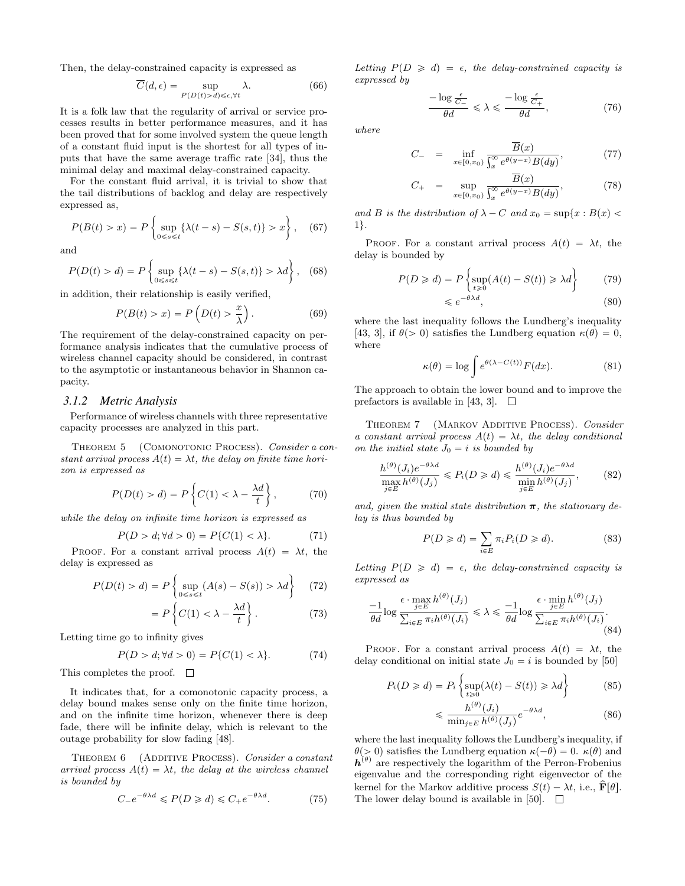Then, the delay-constrained capacity is expressed as

$$\overline{C}(d,\epsilon) = \sup_{P(D(t)>d)\leqslant\epsilon,\forall t} \lambda. \tag{66}$$

It is a folk law that the regularity of arrival or service processes results in better performance measures, and it has been proved that for some involved system the queue length of a constant fluid input is the shortest for all types of inputs that have the same average traffic rate [34], thus the minimal delay and maximal delay-constrained capacity.

For the constant fluid arrival, it is trivial to show that the tail distributions of backlog and delay are respectively expressed as,

$$P(B(t)>x) = P\left\{\sup_{0\leqslant s\leqslant t}\{\lambda(t-s) - S(s,t)\} > x\right\}, \tag{67}$$

and

$$P(D(t)>d) = P\left\{\sup_{0\leqslant s\leqslant t}\{\lambda(t-s) - S(s,t)\} > \lambda d\right\}, \tag{68}$$

in addition, their relationship is easily verified,

$$P(B(t)>x) = P\left(D(t) > \frac{x}{\lambda}\right). \tag{69}$$

The requirement of the delay-constrained capacity on performance analysis indicates that the cumulative process of wireless channel capacity should be considered, in contrast to the asymptotic or instantaneous behavior in Shannon capacity.

### 3.1.2 Metric Analysis

Performance of wireless channels with three representative capacity processes are analyzed in this part.

THEOREM 5 (COMONOTONIC PROCESS). *Consider a constant arrival process $A(t) = \lambda t$, the delay on finite time horizon is expressed as*

$$P(D(t)>d) = P\left\{C(1) < \lambda - \frac{\lambda d}{t}\right\}, \tag{70}$$

*while the delay on infinite time horizon is expressed as*

$$P(D>d;\forall d>0) = P\{C(1)<\lambda\}. \tag{71}$$

PROOF. For a constant arrival process $A(t) = \lambda t$, the delay is expressed as

$$P(D(t)>d) = P\left\{\sup_{0\leqslant s\leqslant t}(A(s)-S(s)) > \lambda d\right\} \tag{72}$$

$$= P\left\{C(1) < \lambda - \frac{\lambda d}{t}\right\}. \tag{73}$$

Letting time go to infinity gives

$$P(D>d;\forall d>0) = P\{C(1)<\lambda\}. \tag{74}$$

This completes the proof. $\square$

It indicates that, for a comonotonic capacity process, a delay bound makes sense only on the finite time horizon, and on the infinite time horizon, whenever there is deep fade, there will be infinite delay, which is relevant to the outage probability for slow fading [48].

THEOREM 6 (ADDITIVE PROCESS). *Consider a constant arrival process $A(t) = \lambda t$, the delay at the wireless channel is bounded by*

$$C_- e^{-\theta\lambda d} \leqslant P(D\geqslant d) \leqslant C_+ e^{-\theta\lambda d}. \tag{75}$$

*Letting $P(D\geqslant d) = \epsilon$, the delay-constrained capacity is expressed by*

$$\frac{-\log\frac{\epsilon}{C_-}}{\theta d} \leqslant \lambda \leqslant \frac{-\log\frac{\epsilon}{C_+}}{\theta d}, \tag{76}$$

*where*

$$C_- = \inf_{x\in[0,x_0)} \frac{\overline{B}(x)}{\int_x^\infty e^{\theta(y-x)}B(dy)}, \tag{77}$$

$$C_+ = \sup_{x\in[0,x_0)} \frac{\overline{B}(x)}{\int_x^\infty e^{\theta(y-x)}B(dy)}, \tag{78}$$

*and $B$ is the distribution of $\lambda - C$ and $x_0 = \sup\{x : B(x) < 1\}$.*

PROOF. For a constant arrival process $A(t) = \lambda t$, the delay is bounded by

$$P(D\geqslant d) = P\left\{\sup_{t\geqslant 0}(A(t)-S(t)) \geqslant \lambda d\right\} \tag{79}$$

$$\leqslant e^{-\theta\lambda d}, \tag{80}$$

where the last inequality follows the Lundberg's inequality [43, 3], if $\theta(>0)$ satisfies the Lundberg equation $\kappa(\theta) = 0$, where

$$\kappa(\theta) = \log\int e^{\theta(\lambda - C(t))}F(dx). \tag{81}$$

The approach to obtain the lower bound and to improve the prefactors is available in [43, 3]. $\square$

THEOREM 7 (MARKOV ADDITIVE PROCESS). *Consider a constant arrival process $A(t) = \lambda t$, the delay conditional on the initial state $J_0 = i$ is bounded by*

$$\frac{h^{(\theta)}(J_i)e^{-\theta\lambda d}}{\max_{j\in E} h^{(\theta)}(J_j)} \leqslant P_i(D\geqslant d) \leqslant \frac{h^{(\theta)}(J_i)e^{-\theta\lambda d}}{\min_{j\in E} h^{(\theta)}(J_j)}, \tag{82}$$

*and, given the initial state distribution $\boldsymbol{\pi}$, the stationary delay is thus bounded by*

$$P(D\geqslant d) = \sum_{i\in E}\pi_i P_i(D\geqslant d). \tag{83}$$

*Letting $P(D\geqslant d) = \epsilon$, the delay-constrained capacity is expressed as*

$$\frac{-1}{\theta d}\log\frac{\epsilon\cdot\max_{j\in E} h^{(\theta)}(J_j)}{\sum_{i\in E}\pi_i h^{(\theta)}(J_i)} \leqslant \lambda \leqslant \frac{-1}{\theta d}\log\frac{\epsilon\cdot\min_{j\in E} h^{(\theta)}(J_j)}{\sum_{i\in E}\pi_i h^{(\theta)}(J_i)}. \tag{84}$$

PROOF. For a constant arrival process $A(t) = \lambda t$, the delay conditional on initial state $J_0 = i$ is bounded by [50]

$$P_i(D\geqslant d) = P_i\left\{\sup_{t\geqslant 0}(\lambda(t) - S(t)) \geqslant \lambda d\right\} \tag{85}$$

$$\leqslant \frac{h^{(\theta)}(J_i)}{\min_{j\in E} h^{(\theta)}(J_j)} e^{-\theta\lambda d}, \tag{86}$$

where the last inequality follows the Lundberg's inequality, if $\theta(>0)$ satisfies the Lundberg equation $\kappa(-\theta) = 0$. $\kappa(\theta)$ and $\boldsymbol{h}^{(\theta)}$ are respectively the logarithm of the Perron-Frobenius eigenvalue and the corresponding right eigenvector of the kernel for the Markov additive process $S(t) - \lambda t$, i.e., $\widehat{\mathbf{F}}[\theta]$. The lower delay bound is available in [50]. $\square$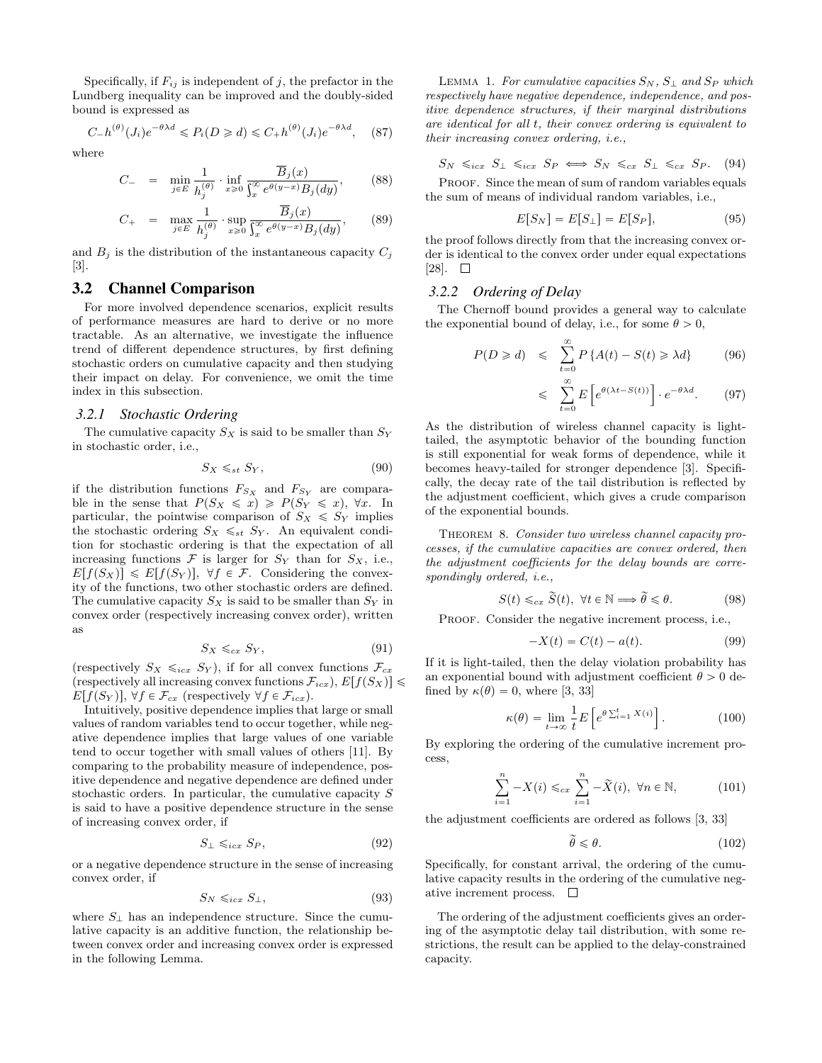Specifically, if $F_{ij}$ is independent of $j$, the prefactor in the Lundberg inequality can be improved and the doubly-sided bound is expressed as

$$C_{-}h^{(\theta)}(J_i)e^{-\theta\lambda d} \leqslant P_i(D \geqslant d) \leqslant C_{+}h^{(\theta)}(J_i)e^{-\theta\lambda d}, \quad (87)$$

where

$$C_{-} = \min_{j\in E} \frac{1}{h_j^{(\theta)}} \cdot \inf_{x\geqslant 0} \frac{\overline{B}_j(x)}{\int_x^{\infty} e^{\theta(y-x)}B_j(dy)}, \quad (88)$$

$$C_{+} = \max_{j\in E} \frac{1}{h_j^{(\theta)}} \cdot \sup_{x\geqslant 0} \frac{\overline{B}_j(x)}{\int_x^{\infty} e^{\theta(y-x)}B_j(dy)}, \quad (89)$$

and $B_j$ is the distribution of the instantaneous capacity $C_j$ [3].

## 3.2 Channel Comparison

For more involved dependence scenarios, explicit results of performance measures are hard to derive or no more tractable. As an alternative, we investigate the influence trend of different dependence structures, by first defining stochastic orders on cumulative capacity and then studying their impact on delay. For convenience, we omit the time index in this subsection.

### 3.2.1 Stochastic Ordering

The cumulative capacity $S_X$ is said to be smaller than $S_Y$ in stochastic order, i.e.,

$$S_X \leqslant_{st} S_Y, \quad (90)$$

if the distribution functions $F_{S_X}$ and $F_{S_Y}$ are comparable in the sense that $P(S_X \leqslant x) \geqslant P(S_Y \leqslant x)$, $\forall x$. In particular, the pointwise comparison of $S_X \leqslant S_Y$ implies the stochastic ordering $S_X \leqslant_{st} S_Y$. An equivalent condition for stochastic ordering is that the expectation of all increasing functions $\mathcal{F}$ is larger for $S_Y$ than for $S_X$, i.e., $E[f(S_X)] \leqslant E[f(S_Y)]$, $\forall f \in \mathcal{F}$. Considering the convexity of the functions, two other stochastic orders are defined. The cumulative capacity $S_X$ is said to be smaller than $S_Y$ in convex order (respectively increasing convex order), written as

$$S_X \leqslant_{cx} S_Y, \quad (91)$$

(respectively $S_X \leqslant_{icx} S_Y$), if for all convex functions $\mathcal{F}_{cx}$ (respectively all increasing convex functions $\mathcal{F}_{icx}$), $E[f(S_X)] \leqslant E[f(S_Y)]$, $\forall f \in \mathcal{F}_{cx}$ (respectively $\forall f \in \mathcal{F}_{icx}$).

Intuitively, positive dependence implies that large or small values of random variables tend to occur together, while negative dependence implies that large values of one variable tend to occur together with small values of others [11]. By comparing to the probability measure of independence, positive dependence and negative dependence are defined under stochastic orders. In particular, the cumulative capacity $S$ is said to have a positive dependence structure in the sense of increasing convex order, if

$$S_{\perp} \leqslant_{icx} S_P, \quad (92)$$

or a negative dependence structure in the sense of increasing convex order, if

$$S_N \leqslant_{icx} S_{\perp}, \quad (93)$$

where $S_{\perp}$ has an independence structure. Since the cumulative capacity is an additive function, the relationship between convex order and increasing convex order is expressed in the following Lemma.

Lemma 1. *For cumulative capacities $S_N$, $S_{\perp}$ and $S_P$ which respectively have negative dependence, independence, and positive dependence structures, if their marginal distributions are identical for all $t$, their convex ordering is equivalent to their increasing convex ordering, i.e.,*

$$S_N \leqslant_{icx} S_{\perp} \leqslant_{icx} S_P \iff S_N \leqslant_{cx} S_{\perp} \leqslant_{cx} S_P. \quad (94)$$

Proof. Since the mean of sum of random variables equals the sum of means of individual random variables, i.e.,

$$E[S_N] = E[S_{\perp}] = E[S_P], \quad (95)$$

the proof follows directly from that the increasing convex order is identical to the convex order under equal expectations [28]. □

### 3.2.2 Ordering of Delay

The Chernoff bound provides a general way to calculate the exponential bound of delay, i.e., for some $\theta > 0$,

$$P(D \geqslant d) \leqslant \sum_{t=0}^{\infty} P\left\{A(t) - S(t) \geqslant \lambda d\right\} \quad (96)$$

$$\leqslant \sum_{t=0}^{\infty} E\left[e^{\theta(\lambda t - S(t))}\right] \cdot e^{-\theta\lambda d}. \quad (97)$$

As the distribution of wireless channel capacity is light-tailed, the asymptotic behavior of the bounding function is still exponential for weak forms of dependence, while it becomes heavy-tailed for stronger dependence [3]. Specifically, the decay rate of the tail distribution is reflected by the adjustment coefficient, which gives a crude comparison of the exponential bounds.

Theorem 8. *Consider two wireless channel capacity processes, if the cumulative capacities are convex ordered, then the adjustment coefficients for the delay bounds are correspondingly ordered, i.e.,*

$$S(t) \leqslant_{cx} \widetilde{S}(t),\ \forall t \in \mathbb{N} \Longrightarrow \widetilde{\theta} \leqslant \theta. \quad (98)$$

Proof. Consider the negative increment process, i.e.,

$$-X(t) = C(t) - a(t). \quad (99)$$

If it is light-tailed, then the delay violation probability has an exponential bound with adjustment coefficient $\theta > 0$ defined by $\kappa(\theta) = 0$, where [3, 33]

$$\kappa(\theta) = \lim_{t\to\infty} \frac{1}{t} E\left[e^{\theta\sum_{i=1}^{t} X(i)}\right]. \quad (100)$$

By exploring the ordering of the cumulative increment process,

$$\sum_{i=1}^{n} -X(i) \leqslant_{cx} \sum_{i=1}^{n} -\widetilde{X}(i),\ \forall n \in \mathbb{N}, \quad (101)$$

the adjustment coefficients are ordered as follows [3, 33]

$$\widetilde{\theta} \leqslant \theta. \quad (102)$$

Specifically, for constant arrival, the ordering of the cumulative capacity results in the ordering of the cumulative negative increment process. □

The ordering of the adjustment coefficients gives an ordering of the asymptotic delay tail distribution, with some restrictions, the result can be applied to the delay-constrained capacity.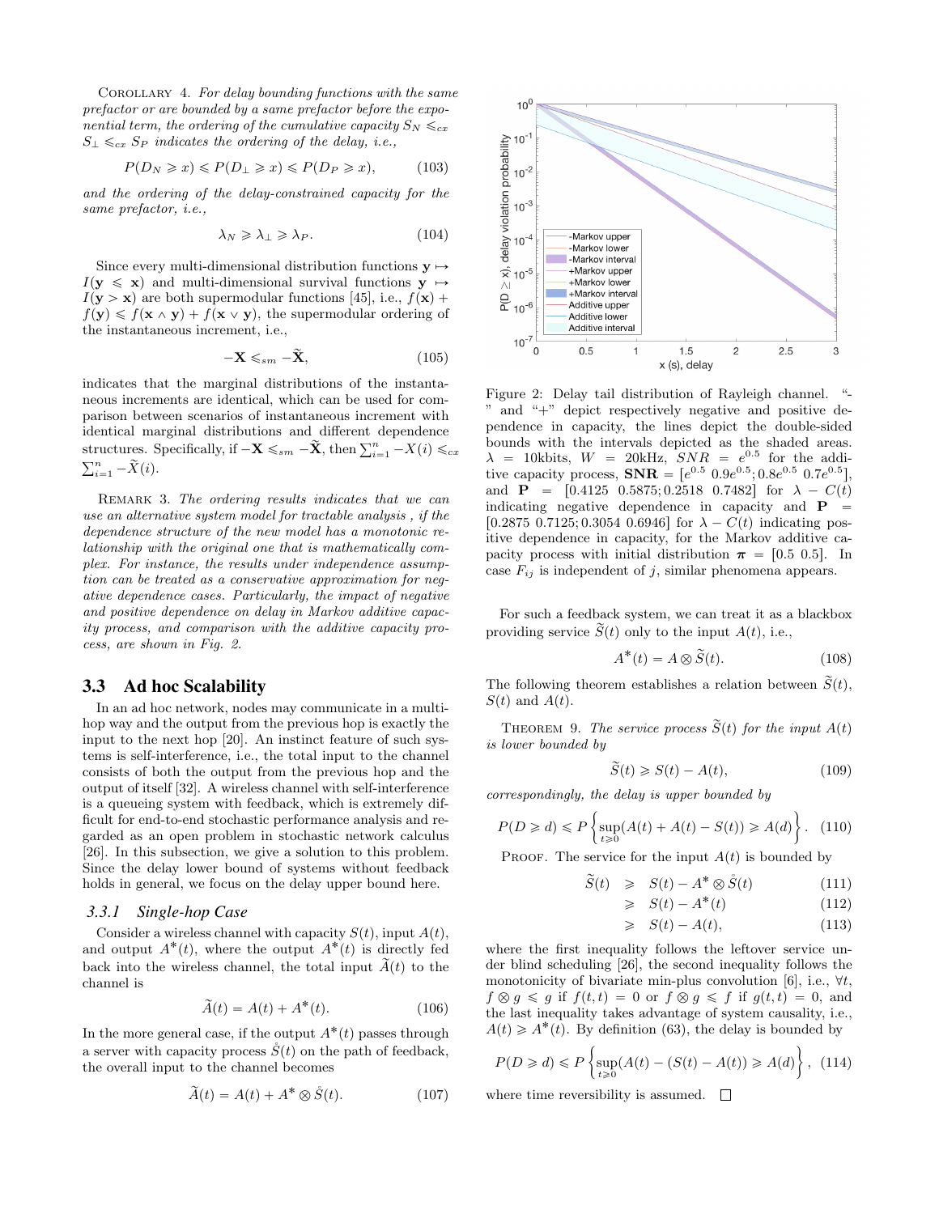COROLLARY 4. *For delay bounding functions with the same prefactor or are bounded by a same prefactor before the exponential term, the ordering of the cumulative capacity $S_N \leqslant_{cx} S_\perp \leqslant_{cx} S_P$ indicates the ordering of the delay, i.e.,*

$$P(D_N \geqslant x) \leqslant P(D_\perp \geqslant x) \leqslant P(D_P \geqslant x), \tag{103}$$

*and the ordering of the delay-constrained capacity for the same prefactor, i.e.,*

$$\lambda_N \geqslant \lambda_\perp \geqslant \lambda_P. \tag{104}$$

Since every multi-dimensional distribution functions $\mathbf{y} \mapsto I(\mathbf{y} \leqslant \mathbf{x})$ and multi-dimensional survival functions $\mathbf{y} \mapsto I(\mathbf{y} > \mathbf{x})$ are both supermodular functions [45], i.e., $f(\mathbf{x}) + f(\mathbf{y}) \leqslant f(\mathbf{x} \wedge \mathbf{y}) + f(\mathbf{x} \vee \mathbf{y})$, the supermodular ordering of the instantaneous increment, i.e.,

$$-\mathbf{X} \leqslant_{sm} -\widetilde{\mathbf{X}}, \tag{105}$$

indicates that the marginal distributions of the instantaneous increments are identical, which can be used for comparison between scenarios of instantaneous increment with identical marginal distributions and different dependence structures. Specifically, if $-\mathbf{X} \leqslant_{sm} -\widetilde{\mathbf{X}}$, then $\sum_{i=1}^{n} -X(i) \leqslant_{cx} \sum_{i=1}^{n} -\widetilde{X}(i)$.

REMARK 3. *The ordering results indicates that we can use an alternative system model for tractable analysis , if the dependence structure of the new model has a monotonic relationship with the original one that is mathematically complex. For instance, the results under independence assumption can be treated as a conservative approximation for negative dependence cases. Particularly, the impact of negative and positive dependence on delay in Markov additive capacity process, and comparison with the additive capacity process, are shown in Fig. 2.*

Figure 2: Delay tail distribution of Rayleigh channel. "-" and "+" depict respectively negative and positive dependence in capacity, the lines depict the double-sided bounds with the intervals depicted as the shaded areas. $\lambda$ = 10kbits, $W$ = 20kHz, $SNR = e^{0.5}$ for the additive capacity process, $\mathbf{SNR} = [e^{0.5}\ 0.9e^{0.5}; 0.8e^{0.5}\ 0.7e^{0.5}]$, and $\mathbf{P} = [0.4125\ 0.5875; 0.2518\ 0.7482]$ for $\lambda - C(t)$ indicating negative dependence in capacity and $\mathbf{P} = [0.2875\ 0.7125; 0.3054\ 0.6946]$ for $\lambda - C(t)$ indicating positive dependence in capacity, for the Markov additive capacity process with initial distribution $\boldsymbol{\pi} = [0.5\ 0.5]$. In case $F_{ij}$ is independent of $j$, similar phenomena appears.

## 3.3 Ad hoc Scalability

In an ad hoc network, nodes may communicate in a multi-hop way and the output from the previous hop is exactly the input to the next hop [20]. An instinct feature of such systems is self-interference, i.e., the total input to the channel consists of both the output from the previous hop and the output of itself [32]. A wireless channel with self-interference is a queueing system with feedback, which is extremely difficult for end-to-end stochastic performance analysis and regarded as an open problem in stochastic network calculus [26]. In this subsection, we give a solution to this problem. Since the delay lower bound of systems without feedback holds in general, we focus on the delay upper bound here.

### 3.3.1 Single-hop Case

Consider a wireless channel with capacity $S(t)$, input $A(t)$, and output $A^*(t)$, where the output $A^*(t)$ is directly fed back into the wireless channel, the total input $\widetilde{A}(t)$ to the channel is

$$\widetilde{A}(t) = A(t) + A^*(t). \tag{106}$$

In the more general case, if the output $A^*(t)$ passes through a server with capacity process $\mathring{S}(t)$ on the path of feedback, the overall input to the channel becomes

$$\widetilde{A}(t) = A(t) + A^* \otimes \mathring{S}(t). \tag{107}$$

For such a feedback system, we can treat it as a blackbox providing service $\widetilde{S}(t)$ only to the input $A(t)$, i.e.,

$$A^*(t) = A \otimes \widetilde{S}(t). \tag{108}$$

The following theorem establishes a relation between $\widetilde{S}(t)$, $S(t)$ and $A(t)$.

THEOREM 9. *The service process $\widetilde{S}(t)$ for the input $A(t)$ is lower bounded by*

$$\widetilde{S}(t) \geqslant S(t) - A(t), \tag{109}$$

*correspondingly, the delay is upper bounded by*

$$P(D \geqslant d) \leqslant P\left\{\sup_{t \geqslant 0}(A(t) + A(t) - S(t)) \geqslant A(d)\right\}. \tag{110}$$

PROOF. The service for the input $A(t)$ is bounded by

$$\begin{aligned}
\widetilde{S}(t) &\geqslant S(t) - A^* \otimes \mathring{S}(t) && (111)\\
&\geqslant S(t) - A^*(t) && (112)\\
&\geqslant S(t) - A(t), && (113)
\end{aligned}$$

where the first inequality follows the leftover service under blind scheduling [26], the second inequality follows the monotonicity of bivariate min-plus convolution [6], i.e., $\forall t$, $f \otimes g \leqslant g$ if $f(t,t) = 0$ or $f \otimes g \leqslant f$ if $g(t,t) = 0$, and the last inequality takes advantage of system causality, i.e., $A(t) \geqslant A^*(t)$. By definition (63), the delay is bounded by

$$P(D \geqslant d) \leqslant P\left\{\sup_{t \geqslant 0}(A(t) - (S(t) - A(t)) \geqslant A(d)\right\}, \tag{114}$$

where time reversibility is assumed. $\square$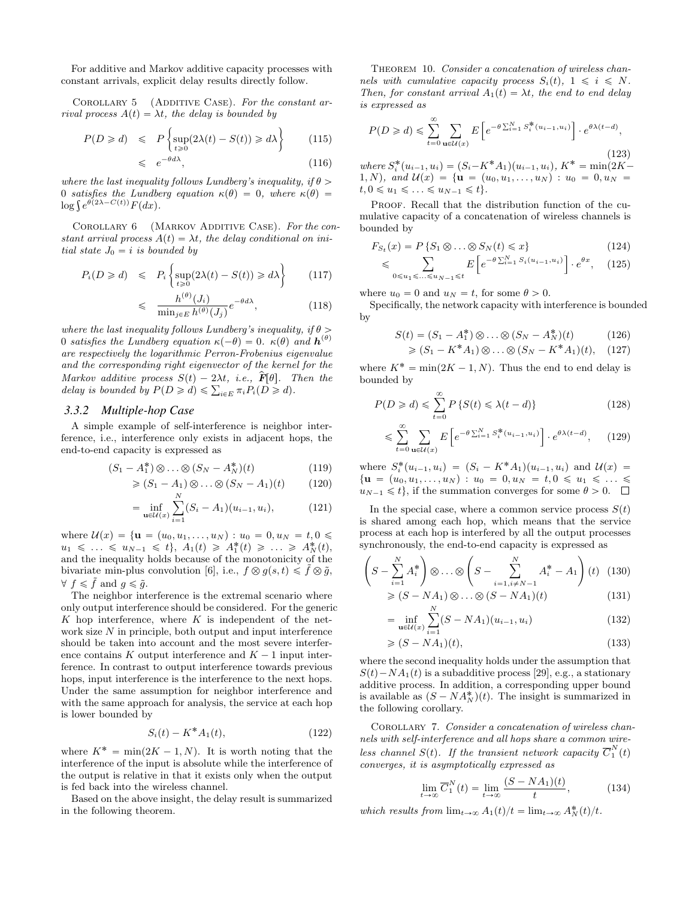For additive and Markov additive capacity processes with constant arrivals, explicit delay results directly follow.

COROLLARY 5 (ADDITIVE CASE). *For the constant arrival process $A(t) = \lambda t$, the delay is bounded by*

$$P(D \geqslant d) \leqslant P\left\{\sup_{t\geqslant 0}(2\lambda(t) - S(t)) \geqslant d\lambda\right\} \quad (115)$$

$$\leqslant e^{-\theta d\lambda}, \quad (116)$$

*where the last inequality follows Lundberg's inequality, if $\theta > 0$ satisfies the Lundberg equation $\kappa(\theta) = 0$, where $\kappa(\theta) = \log \int e^{\theta(2\lambda - C(t))}F(dx)$.*

COROLLARY 6 (MARKOV ADDITIVE CASE). *For the constant arrival process $A(t) = \lambda t$, the delay conditional on initial state $J_0 = i$ is bounded by*

$$P_i(D \geqslant d) \leqslant P_i\left\{\sup_{t\geqslant 0}(2\lambda(t) - S(t)) \geqslant d\lambda\right\} \quad (117)$$

$$\leqslant \frac{h^{(\theta)}(J_i)}{\min_{j\in E} h^{(\theta)}(J_j)} e^{-\theta d\lambda}, \quad (118)$$

*where the last inequality follows Lundberg's inequality, if $\theta > 0$ satisfies the Lundberg equation $\kappa(-\theta) = 0$. $\kappa(\theta)$ and $\boldsymbol{h}^{(\theta)}$ are respectively the logarithmic Perron-Frobenius eigenvalue and the corresponding right eigenvector of the kernel for the Markov additive process $S(t) - 2\lambda t$, i.e., $\widehat{\boldsymbol{F}}[\theta]$. Then the delay is bounded by $P(D \geqslant d) \leqslant \sum_{i\in E} \pi_i P_i(D \geqslant d)$.*

### 3.3.2 Multiple-hop Case

A simple example of self-interference is neighbor interference, i.e., interference only exists in adjacent hops, the end-to-end capacity is expressed as

$$(S_1 - A_1^*) \otimes \ldots \otimes (S_N - A_N^*)(t) \quad (119)$$

$$\geqslant (S_1 - A_1) \otimes \ldots \otimes (S_N - A_1)(t) \quad (120)$$

$$= \inf_{\mathbf{u}\in\mathcal{U}(x)} \sum_{i=1}^{N} (S_i - A_1)(u_{i-1}, u_i), \quad (121)$$

where $\mathcal{U}(x) = \{\mathbf{u} = (u_0, u_1, \ldots, u_N) : u_0 = 0, u_N = t, 0 \leqslant u_1 \leqslant \ldots \leqslant u_{N-1} \leqslant t\}$, $A_1(t) \geqslant A_1^*(t) \geqslant \ldots \geqslant A_N^*(t)$, and the inequality holds because of the monotonicity of the bivariate min-plus convolution [6], i.e., $f \otimes g(s,t) \leqslant \tilde{f} \otimes \tilde{g}$, $\forall\ f \leqslant \tilde{f}$ and $g \leqslant \tilde{g}$.

The neighbor interference is the extremal scenario where only output interference should be considered. For the generic $K$ hop interference, where $K$ is independent of the network size $N$ in principle, both output and input interference should be taken into account and the most severe interference contains $K$ output interference and $K-1$ input interference. In contrast to output interference towards previous hops, input interference is the interference to the next hops. Under the same assumption for neighbor interference and with the same approach for analysis, the service at each hop is lower bounded by

$$S_i(t) - K^* A_1(t), \quad (122)$$

where $K^* = \min(2K-1, N)$. It is worth noting that the interference of the input is absolute while the interference of the output is relative in that it exists only when the output is fed back into the wireless channel.

Based on the above insight, the delay result is summarized in the following theorem.

THEOREM 10. *Consider a concatenation of wireless channels with cumulative capacity process $S_i(t)$, $1 \leqslant i \leqslant N$. Then, for constant arrival $A_1(t) = \lambda t$, the end to end delay is expressed as*

$$P(D \geqslant d) \leqslant \sum_{t=0}^{\infty} \sum_{\mathbf{u}\in\mathcal{U}(x)} E\left[e^{-\theta \sum_{i=1}^{N} S_i^*(u_{i-1}, u_i)}\right] \cdot e^{\theta\lambda(t-d)}, \quad (123)$$

*where $S_i^*(u_{i-1}, u_i) = (S_i - K^* A_1)(u_{i-1}, u_i)$, $K^* = \min(2K-1, N)$, and $\mathcal{U}(x) = \{\mathbf{u} = (u_0, u_1, \ldots, u_N) : u_0 = 0, u_N = t, 0 \leqslant u_1 \leqslant \ldots \leqslant u_{N-1} \leqslant t\}$.*

PROOF. Recall that the distribution function of the cumulative capacity of a concatenation of wireless channels is bounded by

$$F_{S_t}(x) = P\{S_1 \otimes \ldots \otimes S_N(t) \leqslant x\} \quad (124)$$

$$\leqslant \sum_{0\leqslant u_1\leqslant \ldots \leqslant u_{N-1}\leqslant t} E\left[e^{-\theta \sum_{i=1}^{N} S_i(u_{i-1}, u_i)}\right] \cdot e^{\theta x}, \quad (125)$$

where $u_0 = 0$ and $u_N = t$, for some $\theta > 0$.

Specifically, the network capacity with interference is bounded by

$$S(t) = (S_1 - A_1^*) \otimes \ldots \otimes (S_N - A_N^*)(t) \quad (126)$$

$$\geqslant (S_1 - K^* A_1) \otimes \ldots \otimes (S_N - K^* A_1)(t), \quad (127)$$

where $K^* = \min(2K-1, N)$. Thus the end to end delay is bounded by

$$P(D \geqslant d) \leqslant \sum_{t=0}^{\infty} P\{S(t) \leqslant \lambda(t-d)\} \quad (128)$$

$$\leqslant \sum_{t=0}^{\infty} \sum_{\mathbf{u}\in\mathcal{U}(x)} E\left[e^{-\theta \sum_{i=1}^{N} S_i^*(u_{i-1}, u_i)}\right] \cdot e^{\theta\lambda(t-d)}, \quad (129)$$

where $S_i^*(u_{i-1}, u_i) = (S_i - K^* A_1)(u_{i-1}, u_i)$ and $\mathcal{U}(x) = \{\mathbf{u} = (u_0, u_1, \ldots, u_N) : u_0 = 0, u_N = t, 0 \leqslant u_1 \leqslant \ldots \leqslant u_{N-1} \leqslant t\}$, if the summation converges for some $\theta > 0$. $\square$

In the special case, where a common service process $S(t)$ is shared among each hop, which means that the service process at each hop is interfered by all the output processes synchronously, the end-to-end capacity is expressed as

$$\left(S - \sum_{i=1}^{N} A_i^*\right) \otimes \ldots \otimes \left(S - \sum_{i=1, i\neq N-1}^{N} A_i^* - A_1\right)(t) \quad (130)$$

$$\geqslant (S - NA_1) \otimes \ldots \otimes (S - NA_1)(t) \quad (131)$$

$$= \inf_{\mathbf{u}\in\mathcal{U}(x)} \sum_{i=1}^{N} (S - NA_1)(u_{i-1}, u_i) \quad (132)$$

$$\geqslant (S - NA_1)(t), \quad (133)$$

where the second inequality holds under the assumption that $S(t) - NA_1(t)$ is a subadditive process [29], e.g., a stationary additive process. In addition, a corresponding upper bound is available as $(S - NA_N^*)(t)$. The insight is summarized in the following corollary.

COROLLARY 7. *Consider a concatenation of wireless channels with self-interference and all hops share a common wireless channel $S(t)$. If the transient network capacity $\overline{C}_1^N(t)$ converges, it is asymptotically expressed as*

$$\lim_{t\to\infty} \overline{C}_1^N(t) = \lim_{t\to\infty} \frac{(S - NA_1)(t)}{t}, \quad (134)$$

*which results from $\lim_{t\to\infty} A_1(t)/t = \lim_{t\to\infty} A_N^*(t)/t$.*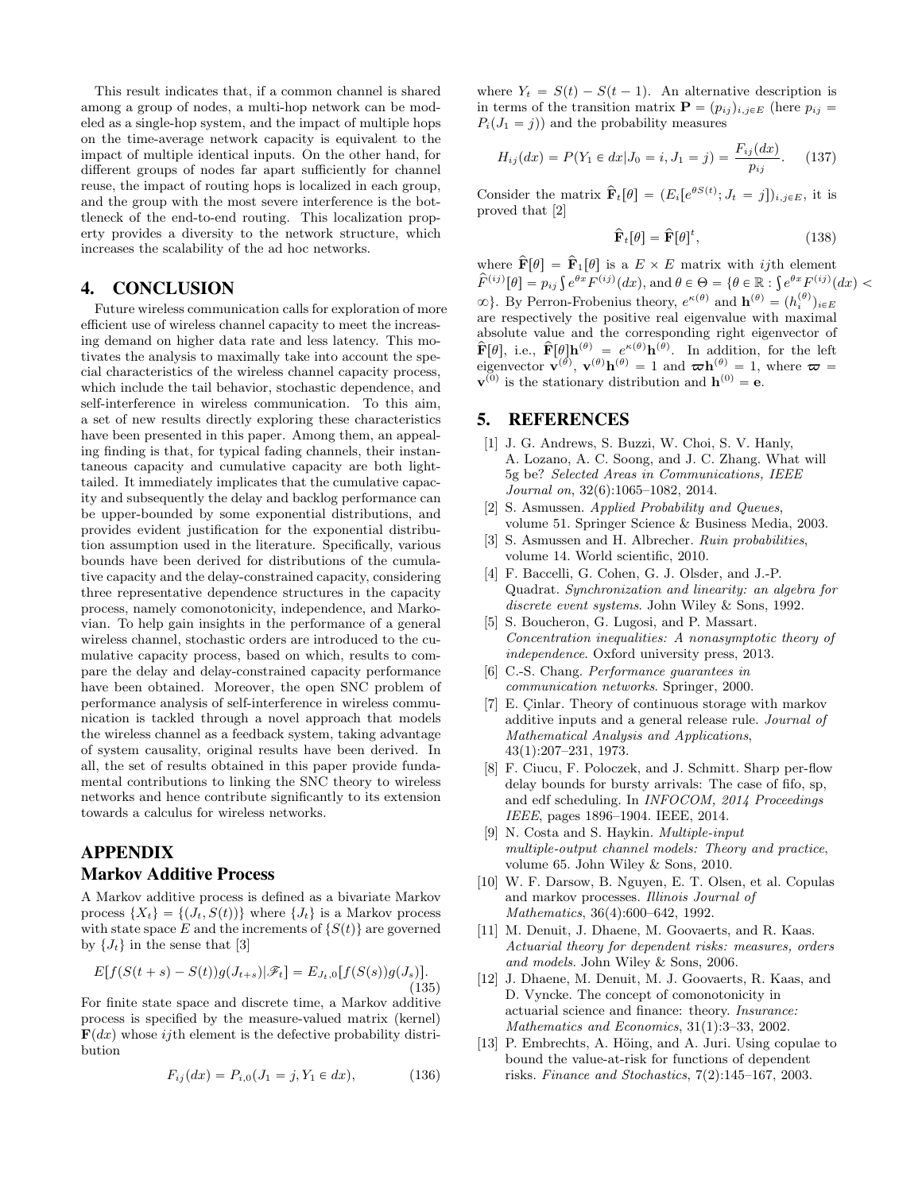This result indicates that, if a common channel is shared among a group of nodes, a multi-hop network can be modeled as a single-hop system, and the impact of multiple hops on the time-average network capacity is equivalent to the impact of multiple identical inputs. On the other hand, for different groups of nodes far apart sufficiently for channel reuse, the impact of routing hops is localized in each group, and the group with the most severe interference is the bottleneck of the end-to-end routing. This localization property provides a diversity to the network structure, which increases the scalability of the ad hoc networks.

# 4. CONCLUSION

Future wireless communication calls for exploration of more efficient use of wireless channel capacity to meet the increasing demand on higher data rate and less latency. This motivates the analysis to maximally take into account the special characteristics of the wireless channel capacity process, which include the tail behavior, stochastic dependence, and self-interference in wireless communication. To this aim, a set of new results directly exploring these characteristics have been presented in this paper. Among them, an appealing finding is that, for typical fading channels, their instantaneous capacity and cumulative capacity are both light-tailed. It immediately implicates that the cumulative capacity and subsequently the delay and backlog performance can be upper-bounded by some exponential distributions, and provides evident justification for the exponential distribution assumption used in the literature. Specifically, various bounds have been derived for distributions of the cumulative capacity and the delay-constrained capacity, considering three representative dependence structures in the capacity process, namely comonotonicity, independence, and Markovian. To help gain insights in the performance of a general wireless channel, stochastic orders are introduced to the cumulative capacity process, based on which, results to compare the delay and delay-constrained capacity performance have been obtained. Moreover, the open SNC problem of performance analysis of self-interference in wireless communication is tackled through a novel approach that models the wireless channel as a feedback system, taking advantage of system causality, original results have been derived. In all, the set of results obtained in this paper provide fundamental contributions to linking the SNC theory to wireless networks and hence contribute significantly to its extension towards a calculus for wireless networks.

# APPENDIX

## Markov Additive Process

A Markov additive process is defined as a bivariate Markov process $\{X_t\} = \{(J_t, S(t))\}$ where $\{J_t\}$ is a Markov process with state space $E$ and the increments of $\{S(t)\}$ are governed by $\{J_t\}$ in the sense that [3]

$$E[f(S(t+s) - S(t))g(J_{t+s})|\mathscr{F}_t] = E_{J_t,0}[f(S(s))g(J_s)]. \tag{135}$$

For finite state space and discrete time, a Markov additive process is specified by the measure-valued matrix (kernel) $\mathbf{F}(dx)$ whose $ij$th element is the defective probability distribution

$$F_{ij}(dx) = P_{i,0}(J_1 = j, Y_1 \in dx), \tag{136}$$

where $Y_t = S(t) - S(t-1)$. An alternative description is in terms of the transition matrix $\mathbf{P} = (p_{ij})_{i,j\in E}$ (here $p_{ij} = P_i(J_1 = j)$) and the probability measures

$$H_{ij}(dx) = P(Y_1 \in dx|J_0 = i, J_1 = j) = \frac{F_{ij}(dx)}{p_{ij}}. \tag{137}$$

Consider the matrix $\widehat{\mathbf{F}}_t[\theta] = (E_i[e^{\theta S(t)}; J_t = j])_{i,j\in E}$, it is proved that [2]

$$\widehat{\mathbf{F}}_t[\theta] = \widehat{\mathbf{F}}[\theta]^t, \tag{138}$$

where $\widehat{\mathbf{F}}[\theta] = \widehat{\mathbf{F}}_1[\theta]$ is a $E \times E$ matrix with $ij$th element $\widehat{F}^{(ij)}[\theta] = p_{ij}\int e^{\theta x}F^{(ij)}(dx)$, and $\theta \in \Theta = \{\theta \in \mathbb{R} : \int e^{\theta x}F^{(ij)}(dx) < \infty\}$. By Perron-Frobenius theory, $e^{\kappa(\theta)}$ and $\mathbf{h}^{(\theta)} = (h_i^{(\theta)})_{i\in E}$ are respectively the positive real eigenvalue with maximal absolute value and the corresponding right eigenvector of $\widehat{\mathbf{F}}[\theta]$, i.e., $\widehat{\mathbf{F}}[\theta]\mathbf{h}^{(\theta)} = e^{\kappa(\theta)}\mathbf{h}^{(\theta)}$. In addition, for the left eigenvector $\mathbf{v}^{(\theta)}$, $\mathbf{v}^{(\theta)}\mathbf{h}^{(\theta)} = 1$ and $\boldsymbol{\varpi}\mathbf{h}^{(\theta)} = 1$, where $\boldsymbol{\varpi} = \mathbf{v}^{(0)}$ is the stationary distribution and $\mathbf{h}^{(0)} = \mathbf{e}$.

# 5. REFERENCES

[1] J. G. Andrews, S. Buzzi, W. Choi, S. V. Hanly, A. Lozano, A. C. Soong, and J. C. Zhang. What will 5g be? *Selected Areas in Communications, IEEE Journal on*, 32(6):1065–1082, 2014.

[2] S. Asmussen. *Applied Probability and Queues*, volume 51. Springer Science & Business Media, 2003.

[3] S. Asmussen and H. Albrecher. *Ruin probabilities*, volume 14. World scientific, 2010.

[4] F. Baccelli, G. Cohen, G. J. Olsder, and J.-P. Quadrat. *Synchronization and linearity: an algebra for discrete event systems*. John Wiley & Sons, 1992.

[5] S. Boucheron, G. Lugosi, and P. Massart. *Concentration inequalities: A nonasymptotic theory of independence*. Oxford university press, 2013.

[6] C.-S. Chang. *Performance guarantees in communication networks*. Springer, 2000.

[7] E. Çinlar. Theory of continuous storage with markov additive inputs and a general release rule. *Journal of Mathematical Analysis and Applications*, 43(1):207–231, 1973.

[8] F. Ciucu, F. Poloczek, and J. Schmitt. Sharp per-flow delay bounds for bursty arrivals: The case of fifo, sp, and edf scheduling. In *INFOCOM, 2014 Proceedings IEEE*, pages 1896–1904. IEEE, 2014.

[9] N. Costa and S. Haykin. *Multiple-input multiple-output channel models: Theory and practice*, volume 65. John Wiley & Sons, 2010.

[10] W. F. Darsow, B. Nguyen, E. T. Olsen, et al. Copulas and markov processes. *Illinois Journal of Mathematics*, 36(4):600–642, 1992.

[11] M. Denuit, J. Dhaene, M. Goovaerts, and R. Kaas. *Actuarial theory for dependent risks: measures, orders and models*. John Wiley & Sons, 2006.

[12] J. Dhaene, M. Denuit, M. J. Goovaerts, R. Kaas, and D. Vyncke. The concept of comonotonicity in actuarial science and finance: theory. *Insurance: Mathematics and Economics*, 31(1):3–33, 2002.

[13] P. Embrechts, A. Höing, and A. Juri. Using copulae to bound the value-at-risk for functions of dependent risks. *Finance and Stochastics*, 7(2):145–167, 2003.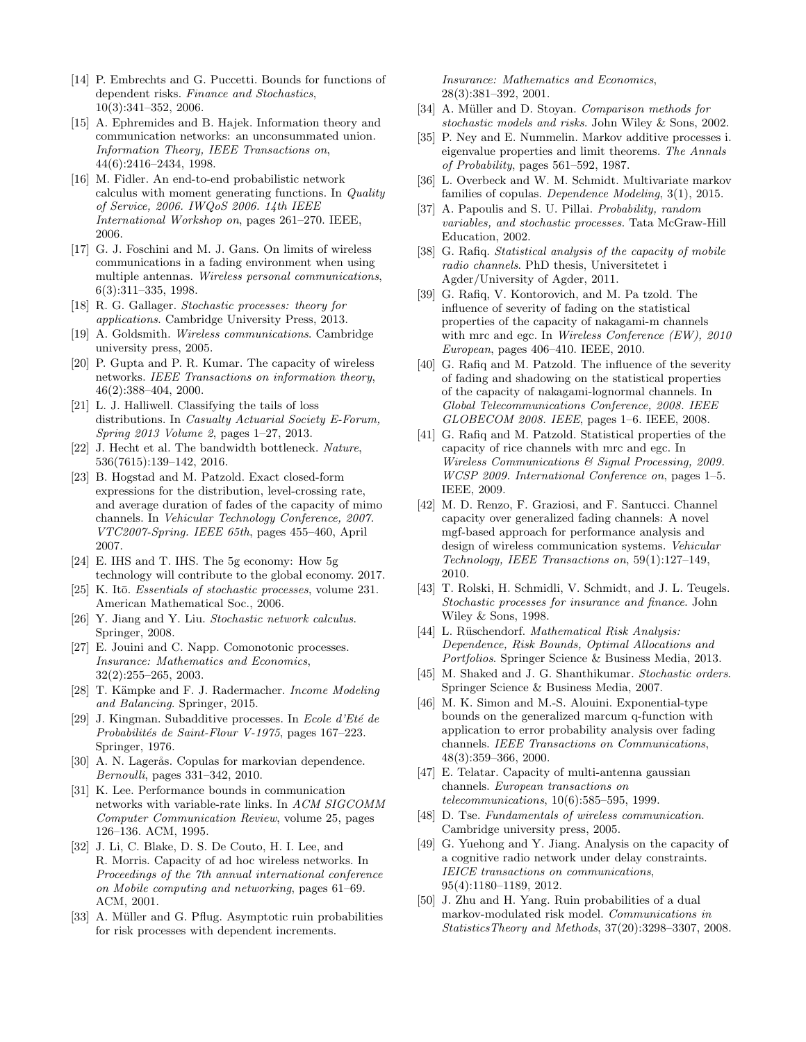[14] P. Embrechts and G. Puccetti. Bounds for functions of dependent risks. *Finance and Stochastics*, 10(3):341–352, 2006.

[15] A. Ephremides and B. Hajek. Information theory and communication networks: an unconsummated union. *Information Theory, IEEE Transactions on*, 44(6):2416–2434, 1998.

[16] M. Fidler. An end-to-end probabilistic network calculus with moment generating functions. In *Quality of Service, 2006. IWQoS 2006. 14th IEEE International Workshop on*, pages 261–270. IEEE, 2006.

[17] G. J. Foschini and M. J. Gans. On limits of wireless communications in a fading environment when using multiple antennas. *Wireless personal communications*, 6(3):311–335, 1998.

[18] R. G. Gallager. *Stochastic processes: theory for applications*. Cambridge University Press, 2013.

[19] A. Goldsmith. *Wireless communications*. Cambridge university press, 2005.

[20] P. Gupta and P. R. Kumar. The capacity of wireless networks. *IEEE Transactions on information theory*, 46(2):388–404, 2000.

[21] L. J. Halliwell. Classifying the tails of loss distributions. In *Casualty Actuarial Society E-Forum, Spring 2013 Volume 2*, pages 1–27, 2013.

[22] J. Hecht et al. The bandwidth bottleneck. *Nature*, 536(7615):139–142, 2016.

[23] B. Hogstad and M. Patzold. Exact closed-form expressions for the distribution, level-crossing rate, and average duration of fades of the capacity of mimo channels. In *Vehicular Technology Conference, 2007. VTC2007-Spring. IEEE 65th*, pages 455–460, April 2007.

[24] E. IHS and T. IHS. The 5g economy: How 5g technology will contribute to the global economy. 2017.

[25] K. Itō. *Essentials of stochastic processes*, volume 231. American Mathematical Soc., 2006.

[26] Y. Jiang and Y. Liu. *Stochastic network calculus*. Springer, 2008.

[27] E. Jouini and C. Napp. Comonotonic processes. *Insurance: Mathematics and Economics*, 32(2):255–265, 2003.

[28] T. Kämpke and F. J. Radermacher. *Income Modeling and Balancing*. Springer, 2015.

[29] J. Kingman. Subadditive processes. In *Ecole d'Eté de Probabilités de Saint-Flour V-1975*, pages 167–223. Springer, 1976.

[30] A. N. Lagerås. Copulas for markovian dependence. *Bernoulli*, pages 331–342, 2010.

[31] K. Lee. Performance bounds in communication networks with variable-rate links. In *ACM SIGCOMM Computer Communication Review*, volume 25, pages 126–136. ACM, 1995.

[32] J. Li, C. Blake, D. S. De Couto, H. I. Lee, and R. Morris. Capacity of ad hoc wireless networks. In *Proceedings of the 7th annual international conference on Mobile computing and networking*, pages 61–69. ACM, 2001.

[33] A. Müller and G. Pflug. Asymptotic ruin probabilities for risk processes with dependent increments. *Insurance: Mathematics and Economics*, 28(3):381–392, 2001.

[34] A. Müller and D. Stoyan. *Comparison methods for stochastic models and risks*. John Wiley & Sons, 2002.

[35] P. Ney and E. Nummelin. Markov additive processes i. eigenvalue properties and limit theorems. *The Annals of Probability*, pages 561–592, 1987.

[36] L. Overbeck and W. M. Schmidt. Multivariate markov families of copulas. *Dependence Modeling*, 3(1), 2015.

[37] A. Papoulis and S. U. Pillai. *Probability, random variables, and stochastic processes*. Tata McGraw-Hill Education, 2002.

[38] G. Rafiq. *Statistical analysis of the capacity of mobile radio channels*. PhD thesis, Universitetet i Agder/University of Agder, 2011.

[39] G. Rafiq, V. Kontorovich, and M. Pa tzold. The influence of severity of fading on the statistical properties of the capacity of nakagami-m channels with mrc and egc. In *Wireless Conference (EW), 2010 European*, pages 406–410. IEEE, 2010.

[40] G. Rafiq and M. Patzold. The influence of the severity of fading and shadowing on the statistical properties of the capacity of nakagami-lognormal channels. In *Global Telecommunications Conference, 2008. IEEE GLOBECOM 2008. IEEE*, pages 1–6. IEEE, 2008.

[41] G. Rafiq and M. Patzold. Statistical properties of the capacity of rice channels with mrc and egc. In *Wireless Communications & Signal Processing, 2009. WCSP 2009. International Conference on*, pages 1–5. IEEE, 2009.

[42] M. D. Renzo, F. Graziosi, and F. Santucci. Channel capacity over generalized fading channels: A novel mgf-based approach for performance analysis and design of wireless communication systems. *Vehicular Technology, IEEE Transactions on*, 59(1):127–149, 2010.

[43] T. Rolski, H. Schmidli, V. Schmidt, and J. L. Teugels. *Stochastic processes for insurance and finance*. John Wiley & Sons, 1998.

[44] L. Rüschendorf. *Mathematical Risk Analysis: Dependence, Risk Bounds, Optimal Allocations and Portfolios*. Springer Science & Business Media, 2013.

[45] M. Shaked and J. G. Shanthikumar. *Stochastic orders*. Springer Science & Business Media, 2007.

[46] M. K. Simon and M.-S. Alouini. Exponential-type bounds on the generalized marcum q-function with application to error probability analysis over fading channels. *IEEE Transactions on Communications*, 48(3):359–366, 2000.

[47] E. Telatar. Capacity of multi-antenna gaussian channels. *European transactions on telecommunications*, 10(6):585–595, 1999.

[48] D. Tse. *Fundamentals of wireless communication*. Cambridge university press, 2005.

[49] G. Yuehong and Y. Jiang. Analysis on the capacity of a cognitive radio network under delay constraints. *IEICE transactions on communications*, 95(4):1180–1189, 2012.

[50] J. Zhu and H. Yang. Ruin probabilities of a dual markov-modulated risk model. *Communications in StatisticsTheory and Methods*, 37(20):3298–3307, 2008.